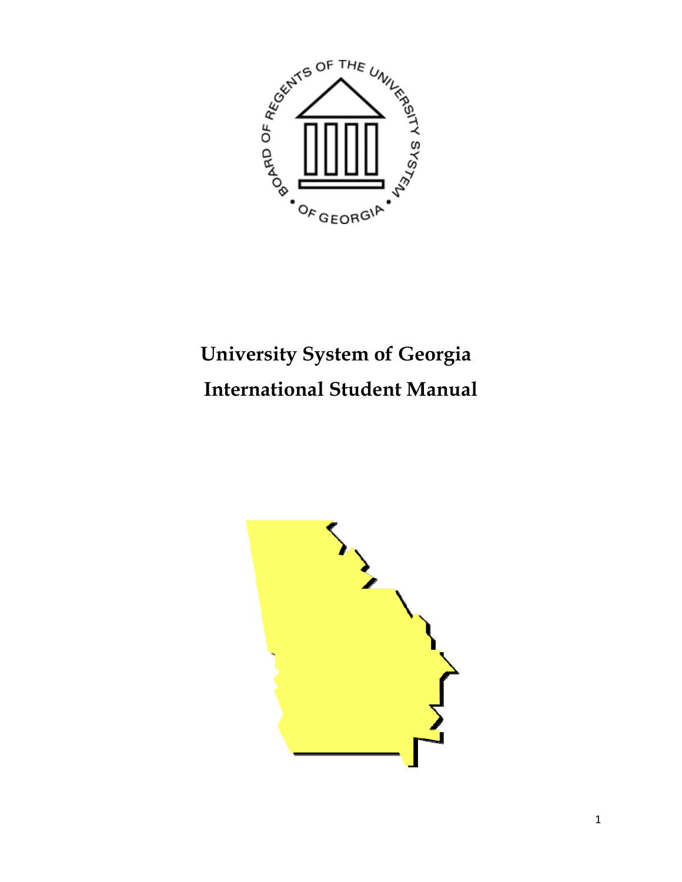# University System of Georgia International Student Manual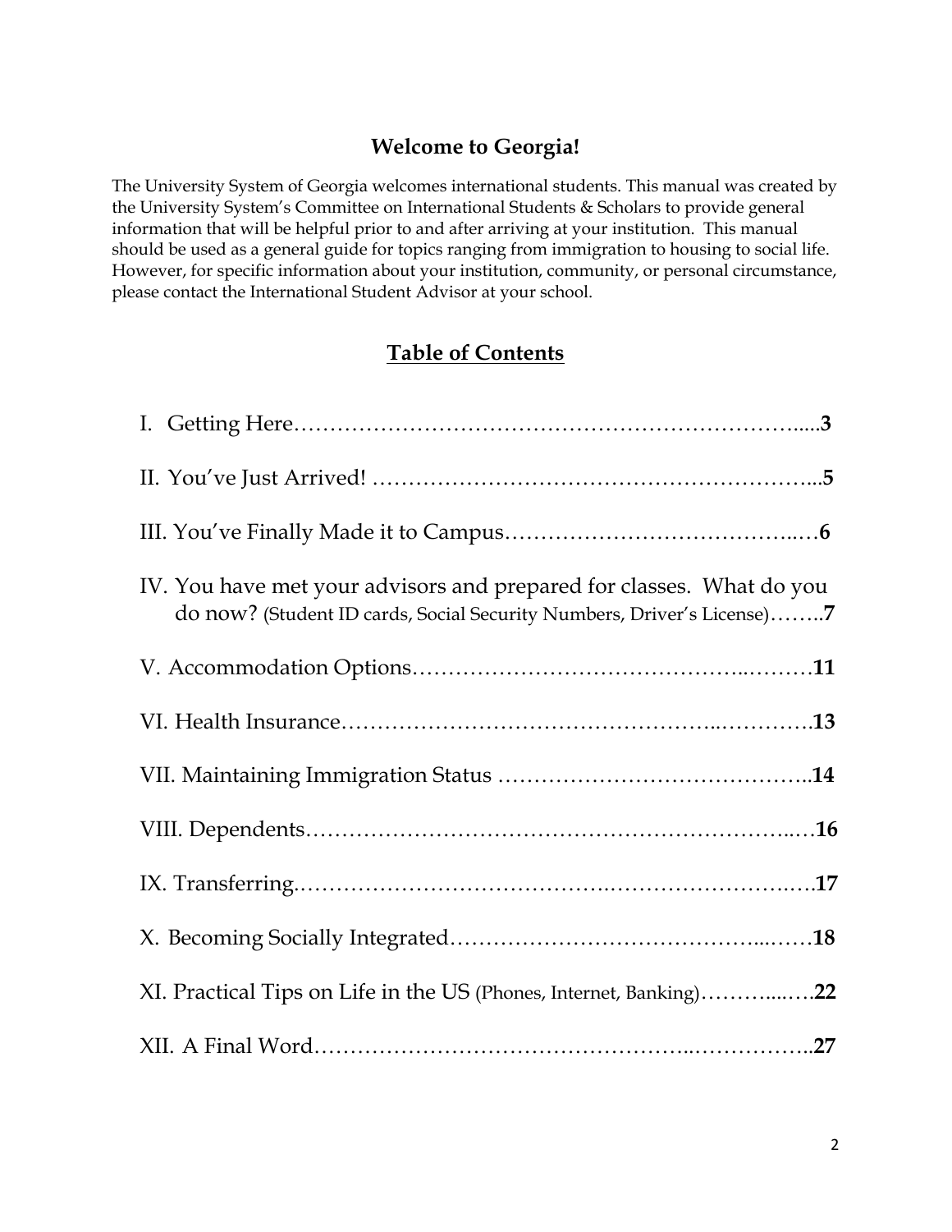## Welcome to Georgia!

The University System of Georgia welcomes international students. This manual was created by the University System's Committee on International Students & Scholars to provide general information that will be helpful prior to and after arriving at your institution. This manual should be used as a general guide for topics ranging from immigration to housing to social life. However, for specific information about your institution, community, or personal circumstance, please contact the International Student Advisor at your school.

## Table of Contents

I. Getting Here…………………………………………………………….....**3**

II. You've Just Arrived! …………………………………………………...**5**

III. You've Finally Made it to Campus…………………………………..…**6**

IV. You have met your advisors and prepared for classes. What do you do now? (Student ID cards, Social Security Numbers, Driver's License)……..**7**

V. Accommodation Options……………………………………..………**11**

VI. Health Insurance………………………………………..………….**13**

VII. Maintaining Immigration Status …………………………………..**14**

VIII. Dependents…………………………………………………………..…**16**

IX. Transferring.………………………………….……………………….….**17**

X. Becoming Socially Integrated……………………………………...……**18**

XI. Practical Tips on Life in the US (Phones, Internet, Banking)………...….**22**

XII. A Final Word………………………………………..……………..**27**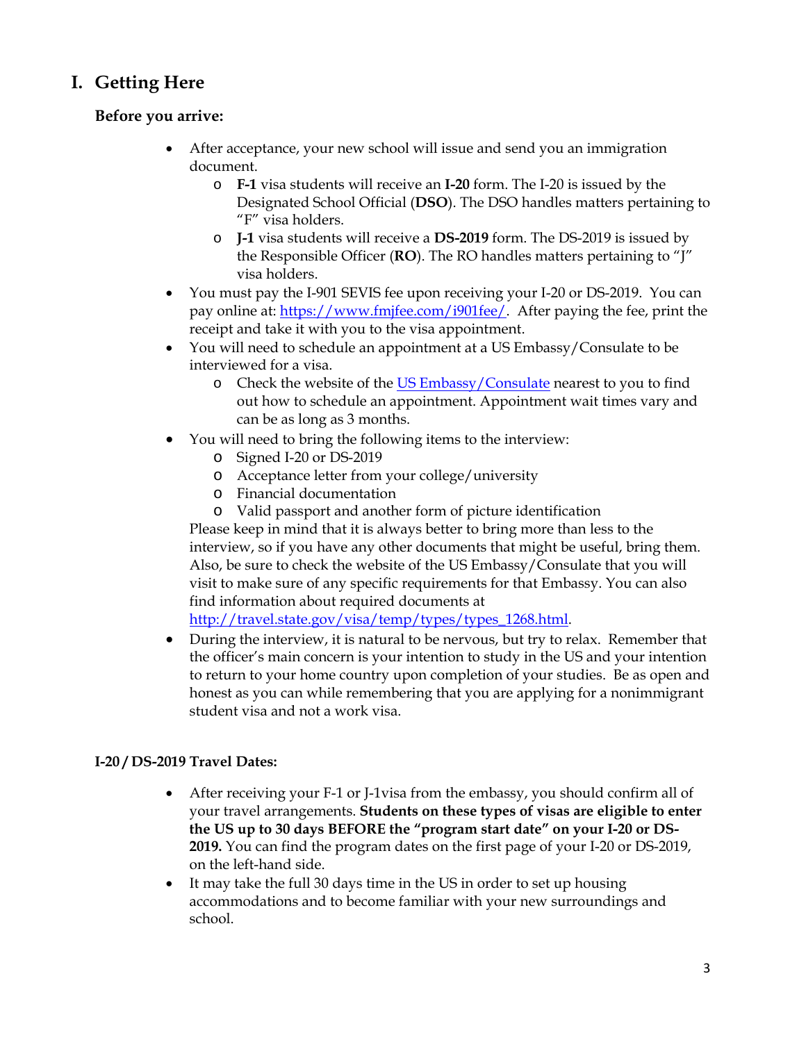# I. Getting Here

### Before you arrive:

- After acceptance, your new school will issue and send you an immigration document.
    - **F-1** visa students will receive an **I-20** form. The I-20 is issued by the Designated School Official (**DSO**). The DSO handles matters pertaining to "F" visa holders.
    - **J-1** visa students will receive a **DS-2019** form. The DS-2019 is issued by the Responsible Officer (**RO**). The RO handles matters pertaining to "J" visa holders.
- You must pay the I-901 SEVIS fee upon receiving your I-20 or DS-2019. You can pay online at: [https://www.fmjfee.com/i901fee/](https://www.fmjfee.com/i901fee/). After paying the fee, print the receipt and take it with you to the visa appointment.
- You will need to schedule an appointment at a US Embassy/Consulate to be interviewed for a visa.
    - Check the website of the US Embassy/Consulate nearest to you to find out how to schedule an appointment. Appointment wait times vary and can be as long as 3 months.
- You will need to bring the following items to the interview:
    - Signed I-20 or DS-2019
    - Acceptance letter from your college/university
    - Financial documentation
    - Valid passport and another form of picture identification

  Please keep in mind that it is always better to bring more than less to the interview, so if you have any other documents that might be useful, bring them. Also, be sure to check the website of the US Embassy/Consulate that you will visit to make sure of any specific requirements for that Embassy. You can also find information about required documents at [http://travel.state.gov/visa/temp/types/types_1268.html](http://travel.state.gov/visa/temp/types/types_1268.html).
- During the interview, it is natural to be nervous, but try to relax. Remember that the officer's main concern is your intention to study in the US and your intention to return to your home country upon completion of your studies. Be as open and honest as you can while remembering that you are applying for a nonimmigrant student visa and not a work visa.

### I-20 / DS-2019 Travel Dates:

- After receiving your F-1 or J-1visa from the embassy, you should confirm all of your travel arrangements. **Students on these types of visas are eligible to enter the US up to 30 days BEFORE the "program start date" on your I-20 or DS-2019.** You can find the program dates on the first page of your I-20 or DS-2019, on the left-hand side.
- It may take the full 30 days time in the US in order to set up housing accommodations and to become familiar with your new surroundings and school.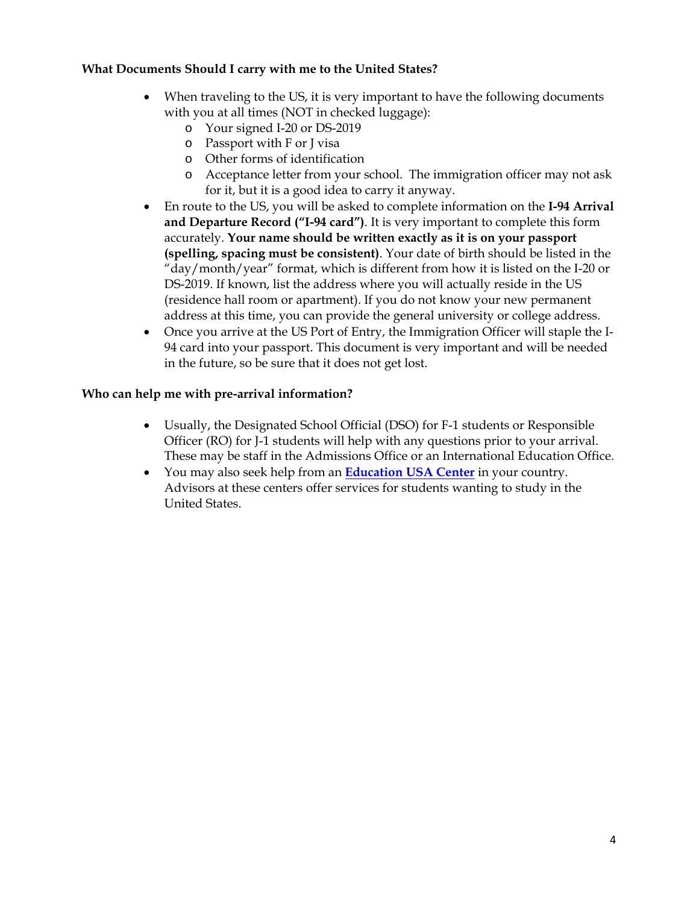**What Documents Should I carry with me to the United States?**

- When traveling to the US, it is very important to have the following documents with you at all times (NOT in checked luggage):
  - Your signed I-20 or DS-2019
  - Passport with F or J visa
  - Other forms of identification
  - Acceptance letter from your school. The immigration officer may not ask for it, but it is a good idea to carry it anyway.
- En route to the US, you will be asked to complete information on the **I-94 Arrival and Departure Record ("I-94 card")**. It is very important to complete this form accurately. **Your name should be written exactly as it is on your passport (spelling, spacing must be consistent)**. Your date of birth should be listed in the "day/month/year" format, which is different from how it is listed on the I-20 or DS-2019. If known, list the address where you will actually reside in the US (residence hall room or apartment). If you do not know your new permanent address at this time, you can provide the general university or college address.
- Once you arrive at the US Port of Entry, the Immigration Officer will staple the I-94 card into your passport. This document is very important and will be needed in the future, so be sure that it does not get lost.

**Who can help me with pre-arrival information?**

- Usually, the Designated School Official (DSO) for F-1 students or Responsible Officer (RO) for J-1 students will help with any questions prior to your arrival. These may be staff in the Admissions Office or an International Education Office.
- You may also seek help from an **Education USA Center** in your country. Advisors at these centers offer services for students wanting to study in the United States.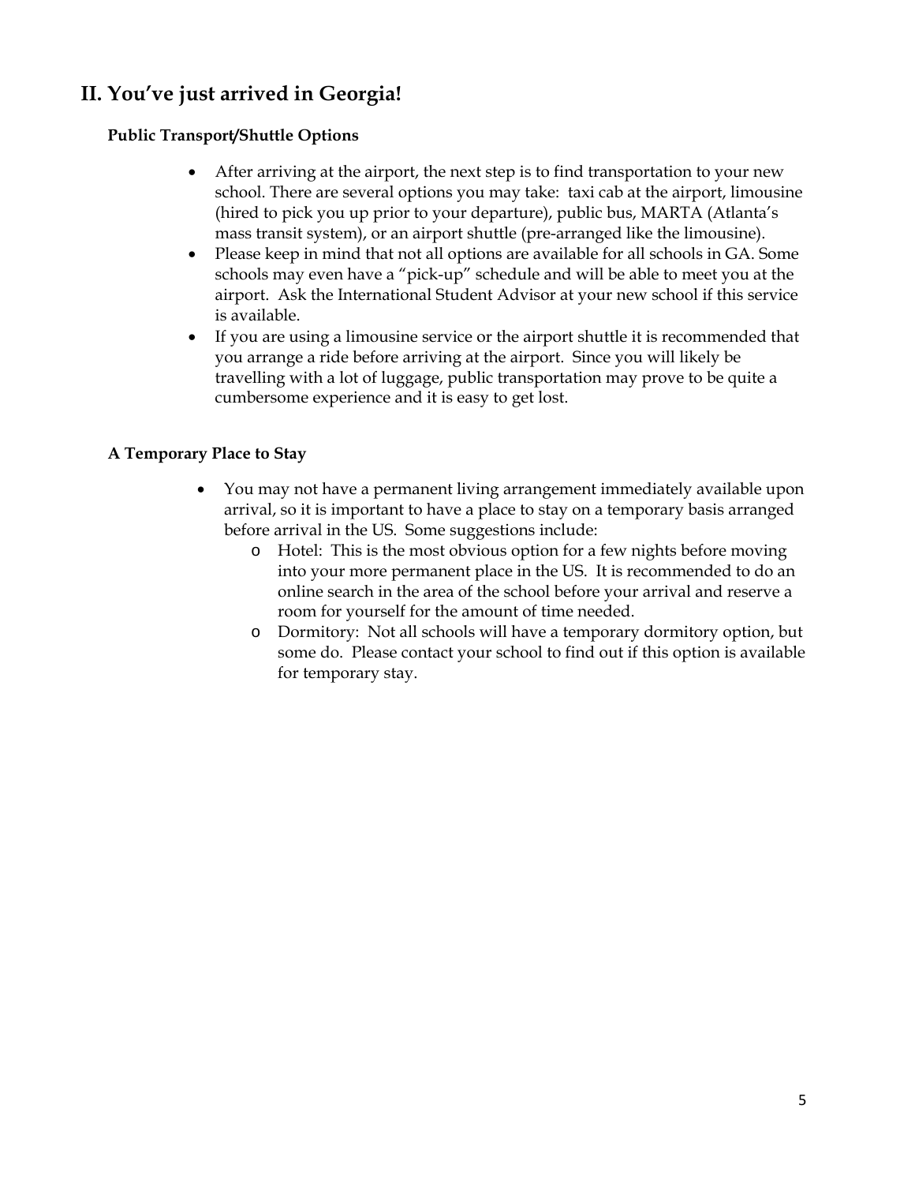## II. You've just arrived in Georgia!

### Public Transport/Shuttle Options

- After arriving at the airport, the next step is to find transportation to your new school. There are several options you may take: taxi cab at the airport, limousine (hired to pick you up prior to your departure), public bus, MARTA (Atlanta's mass transit system), or an airport shuttle (pre-arranged like the limousine).
- Please keep in mind that not all options are available for all schools in GA. Some schools may even have a "pick-up" schedule and will be able to meet you at the airport. Ask the International Student Advisor at your new school if this service is available.
- If you are using a limousine service or the airport shuttle it is recommended that you arrange a ride before arriving at the airport. Since you will likely be travelling with a lot of luggage, public transportation may prove to be quite a cumbersome experience and it is easy to get lost.

### A Temporary Place to Stay

- You may not have a permanent living arrangement immediately available upon arrival, so it is important to have a place to stay on a temporary basis arranged before arrival in the US. Some suggestions include:
  - Hotel: This is the most obvious option for a few nights before moving into your more permanent place in the US. It is recommended to do an online search in the area of the school before your arrival and reserve a room for yourself for the amount of time needed.
  - Dormitory: Not all schools will have a temporary dormitory option, but some do. Please contact your school to find out if this option is available for temporary stay.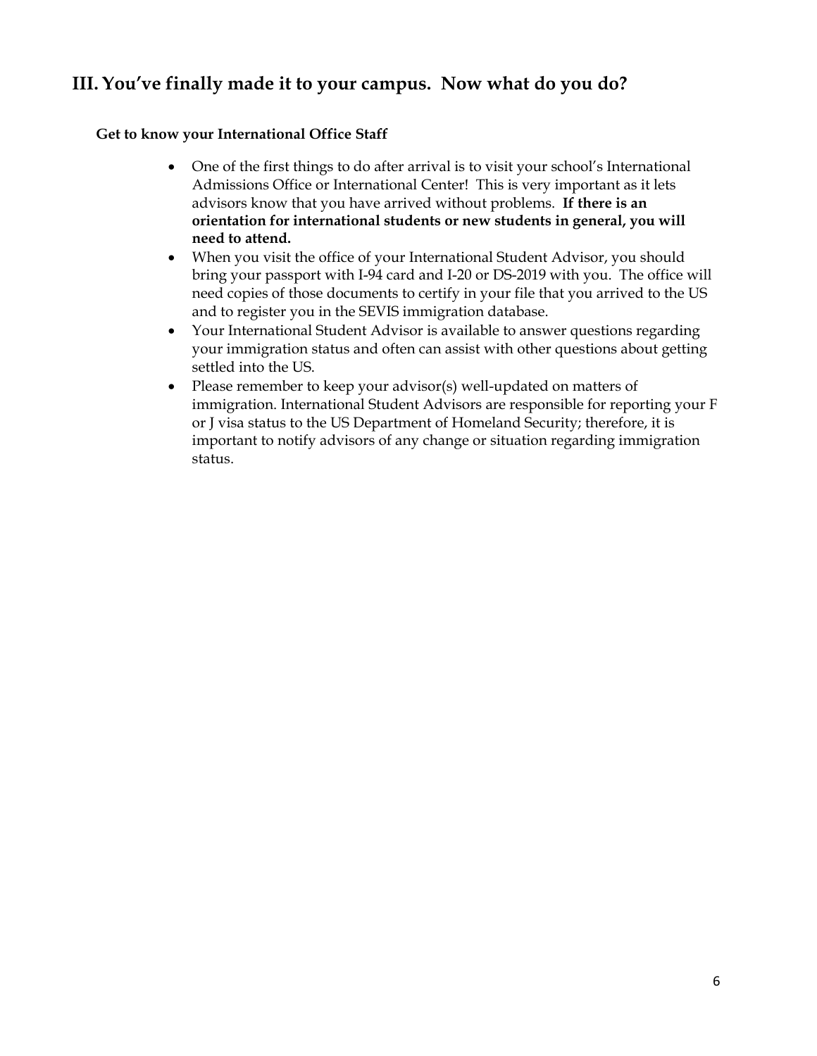## III. You've finally made it to your campus. Now what do you do?

### Get to know your International Office Staff

- One of the first things to do after arrival is to visit your school's International Admissions Office or International Center! This is very important as it lets advisors know that you have arrived without problems. **If there is an orientation for international students or new students in general, you will need to attend.**
- When you visit the office of your International Student Advisor, you should bring your passport with I-94 card and I-20 or DS-2019 with you. The office will need copies of those documents to certify in your file that you arrived to the US and to register you in the SEVIS immigration database.
- Your International Student Advisor is available to answer questions regarding your immigration status and often can assist with other questions about getting settled into the US.
- Please remember to keep your advisor(s) well-updated on matters of immigration. International Student Advisors are responsible for reporting your F or J visa status to the US Department of Homeland Security; therefore, it is important to notify advisors of any change or situation regarding immigration status.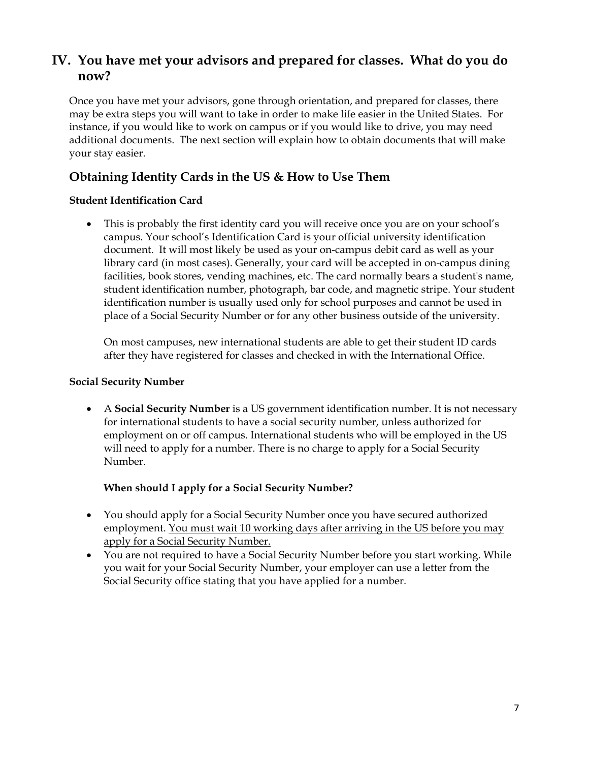## IV. You have met your advisors and prepared for classes. What do you do now?

Once you have met your advisors, gone through orientation, and prepared for classes, there may be extra steps you will want to take in order to make life easier in the United States. For instance, if you would like to work on campus or if you would like to drive, you may need additional documents. The next section will explain how to obtain documents that will make your stay easier.

### Obtaining Identity Cards in the US & How to Use Them

#### Student Identification Card

- This is probably the first identity card you will receive once you are on your school's campus. Your school's Identification Card is your official university identification document. It will most likely be used as your on-campus debit card as well as your library card (in most cases). Generally, your card will be accepted in on-campus dining facilities, book stores, vending machines, etc. The card normally bears a student's name, student identification number, photograph, bar code, and magnetic stripe. Your student identification number is usually used only for school purposes and cannot be used in place of a Social Security Number or for any other business outside of the university.

  On most campuses, new international students are able to get their student ID cards after they have registered for classes and checked in with the International Office.

#### Social Security Number

- A **Social Security Number** is a US government identification number. It is not necessary for international students to have a social security number, unless authorized for employment on or off campus. International students who will be employed in the US will need to apply for a number. There is no charge to apply for a Social Security Number.

  **When should I apply for a Social Security Number?**

- You should apply for a Social Security Number once you have secured authorized employment. <u>You must wait 10 working days after arriving in the US before you may apply for a Social Security Number.</u>
- You are not required to have a Social Security Number before you start working. While you wait for your Social Security Number, your employer can use a letter from the Social Security office stating that you have applied for a number.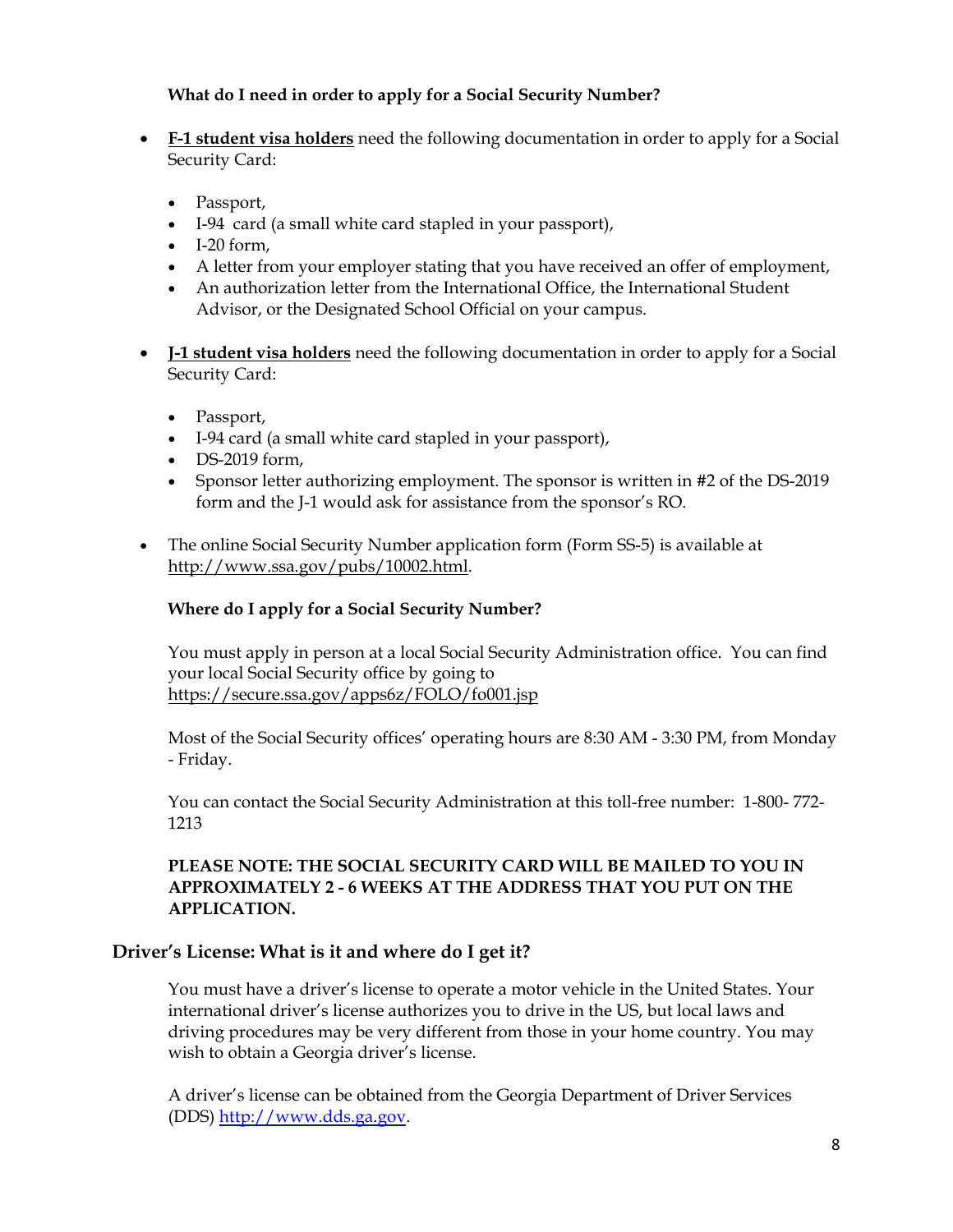**What do I need in order to apply for a Social Security Number?**

- **F-1 student visa holders** need the following documentation in order to apply for a Social Security Card:
  - Passport,
  - I-94 card (a small white card stapled in your passport),
  - I-20 form,
  - A letter from your employer stating that you have received an offer of employment,
  - An authorization letter from the International Office, the International Student Advisor, or the Designated School Official on your campus.

- **J-1 student visa holders** need the following documentation in order to apply for a Social Security Card:
  - Passport,
  - I-94 card (a small white card stapled in your passport),
  - DS-2019 form,
  - Sponsor letter authorizing employment. The sponsor is written in #2 of the DS-2019 form and the J-1 would ask for assistance from the sponsor's RO.

- The online Social Security Number application form (Form SS-5) is available at http://www.ssa.gov/pubs/10002.html.

**Where do I apply for a Social Security Number?**

You must apply in person at a local Social Security Administration office. You can find your local Social Security office by going to https://secure.ssa.gov/apps6z/FOLO/fo001.jsp

Most of the Social Security offices' operating hours are 8:30 AM - 3:30 PM, from Monday - Friday.

You can contact the Social Security Administration at this toll-free number: 1-800- 772-1213

**PLEASE NOTE: THE SOCIAL SECURITY CARD WILL BE MAILED TO YOU IN APPROXIMATELY 2 - 6 WEEKS AT THE ADDRESS THAT YOU PUT ON THE APPLICATION.**

## Driver's License: What is it and where do I get it?

You must have a driver's license to operate a motor vehicle in the United States. Your international driver's license authorizes you to drive in the US, but local laws and driving procedures may be very different from those in your home country. You may wish to obtain a Georgia driver's license.

A driver's license can be obtained from the Georgia Department of Driver Services (DDS) http://www.dds.ga.gov.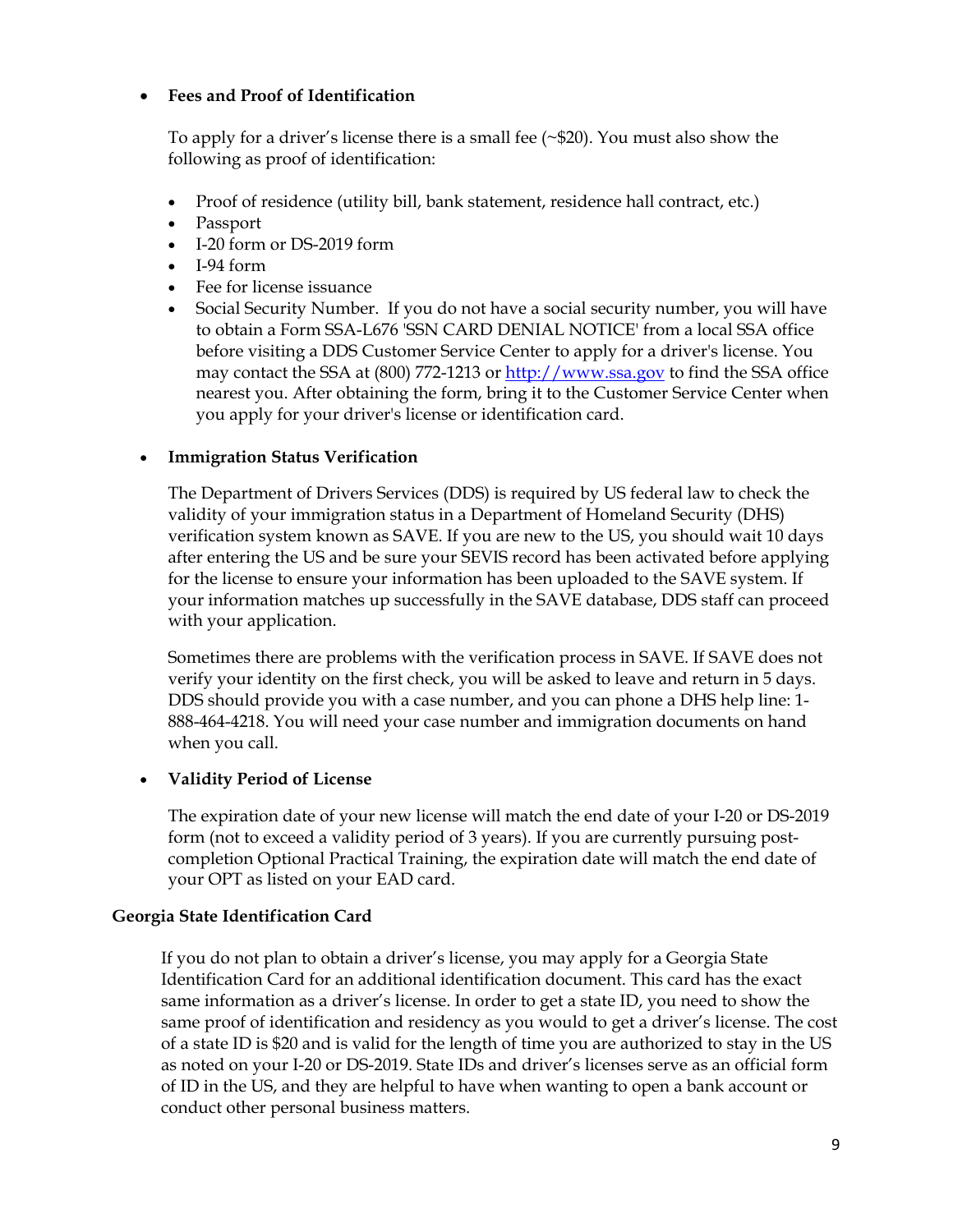- **Fees and Proof of Identification**

  To apply for a driver's license there is a small fee (~$20). You must also show the following as proof of identification:

  - Proof of residence (utility bill, bank statement, residence hall contract, etc.)
  - Passport
  - I-20 form or DS-2019 form
  - I-94 form
  - Fee for license issuance
  - Social Security Number. If you do not have a social security number, you will have to obtain a Form SSA-L676 'SSN CARD DENIAL NOTICE' from a local SSA office before visiting a DDS Customer Service Center to apply for a driver's license. You may contact the SSA at (800) 772-1213 or [http://www.ssa.gov](http://www.ssa.gov) to find the SSA office nearest you. After obtaining the form, bring it to the Customer Service Center when you apply for your driver's license or identification card.

- **Immigration Status Verification**

  The Department of Drivers Services (DDS) is required by US federal law to check the validity of your immigration status in a Department of Homeland Security (DHS) verification system known as SAVE. If you are new to the US, you should wait 10 days after entering the US and be sure your SEVIS record has been activated before applying for the license to ensure your information has been uploaded to the SAVE system. If your information matches up successfully in the SAVE database, DDS staff can proceed with your application.

  Sometimes there are problems with the verification process in SAVE. If SAVE does not verify your identity on the first check, you will be asked to leave and return in 5 days. DDS should provide you with a case number, and you can phone a DHS help line: 1-888-464-4218. You will need your case number and immigration documents on hand when you call.

- **Validity Period of License**

  The expiration date of your new license will match the end date of your I-20 or DS-2019 form (not to exceed a validity period of 3 years). If you are currently pursuing post-completion Optional Practical Training, the expiration date will match the end date of your OPT as listed on your EAD card.

**Georgia State Identification Card**

If you do not plan to obtain a driver's license, you may apply for a Georgia State Identification Card for an additional identification document. This card has the exact same information as a driver's license. In order to get a state ID, you need to show the same proof of identification and residency as you would to get a driver's license. The cost of a state ID is $20 and is valid for the length of time you are authorized to stay in the US as noted on your I-20 or DS-2019. State IDs and driver's licenses serve as an official form of ID in the US, and they are helpful to have when wanting to open a bank account or conduct other personal business matters.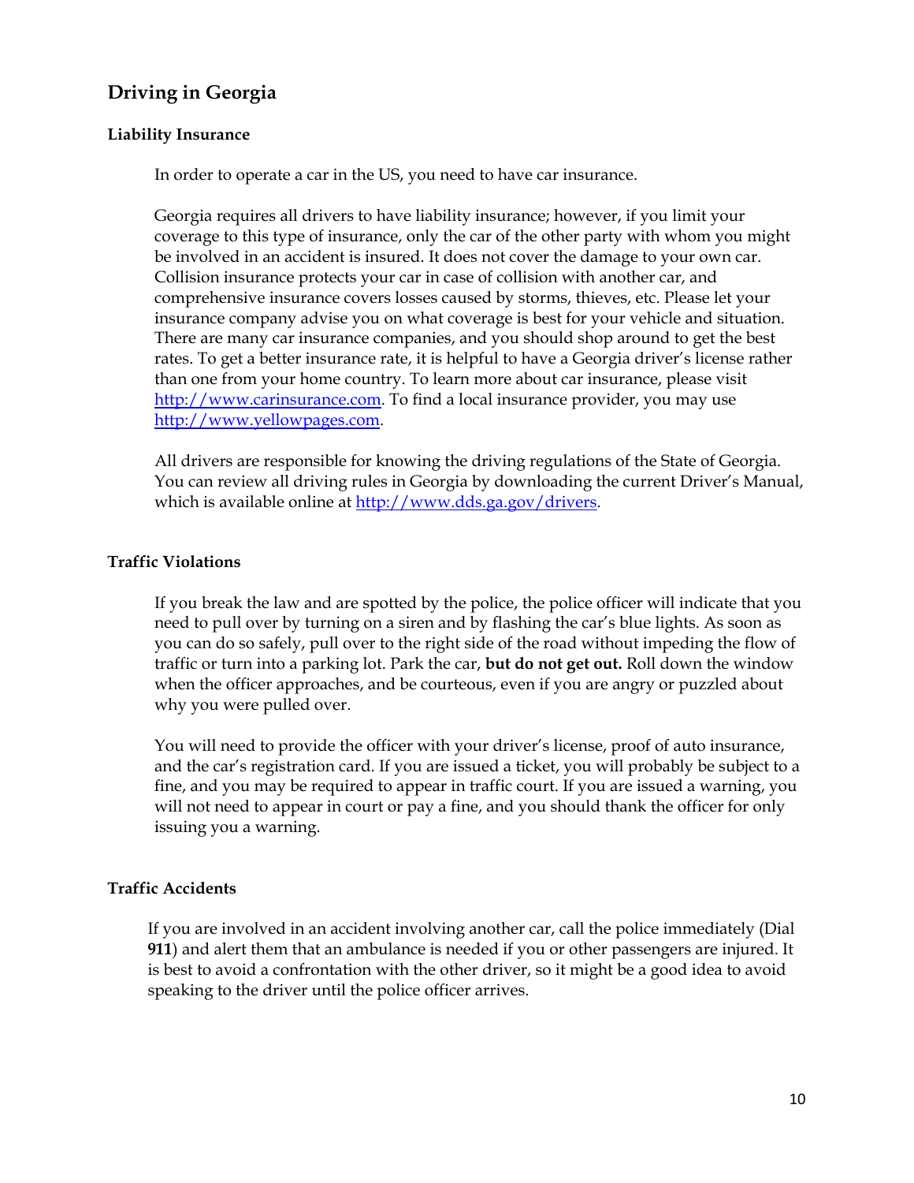## Driving in Georgia

### Liability Insurance

In order to operate a car in the US, you need to have car insurance.

Georgia requires all drivers to have liability insurance; however, if you limit your coverage to this type of insurance, only the car of the other party with whom you might be involved in an accident is insured. It does not cover the damage to your own car. Collision insurance protects your car in case of collision with another car, and comprehensive insurance covers losses caused by storms, thieves, etc. Please let your insurance company advise you on what coverage is best for your vehicle and situation. There are many car insurance companies, and you should shop around to get the best rates. To get a better insurance rate, it is helpful to have a Georgia driver's license rather than one from your home country. To learn more about car insurance, please visit http://www.carinsurance.com. To find a local insurance provider, you may use http://www.yellowpages.com.

All drivers are responsible for knowing the driving regulations of the State of Georgia. You can review all driving rules in Georgia by downloading the current Driver's Manual, which is available online at http://www.dds.ga.gov/drivers.

### Traffic Violations

If you break the law and are spotted by the police, the police officer will indicate that you need to pull over by turning on a siren and by flashing the car's blue lights. As soon as you can do so safely, pull over to the right side of the road without impeding the flow of traffic or turn into a parking lot. Park the car, **but do not get out.** Roll down the window when the officer approaches, and be courteous, even if you are angry or puzzled about why you were pulled over.

You will need to provide the officer with your driver's license, proof of auto insurance, and the car's registration card. If you are issued a ticket, you will probably be subject to a fine, and you may be required to appear in traffic court. If you are issued a warning, you will not need to appear in court or pay a fine, and you should thank the officer for only issuing you a warning.

### Traffic Accidents

If you are involved in an accident involving another car, call the police immediately (Dial **911**) and alert them that an ambulance is needed if you or other passengers are injured. It is best to avoid a confrontation with the other driver, so it might be a good idea to avoid speaking to the driver until the police officer arrives.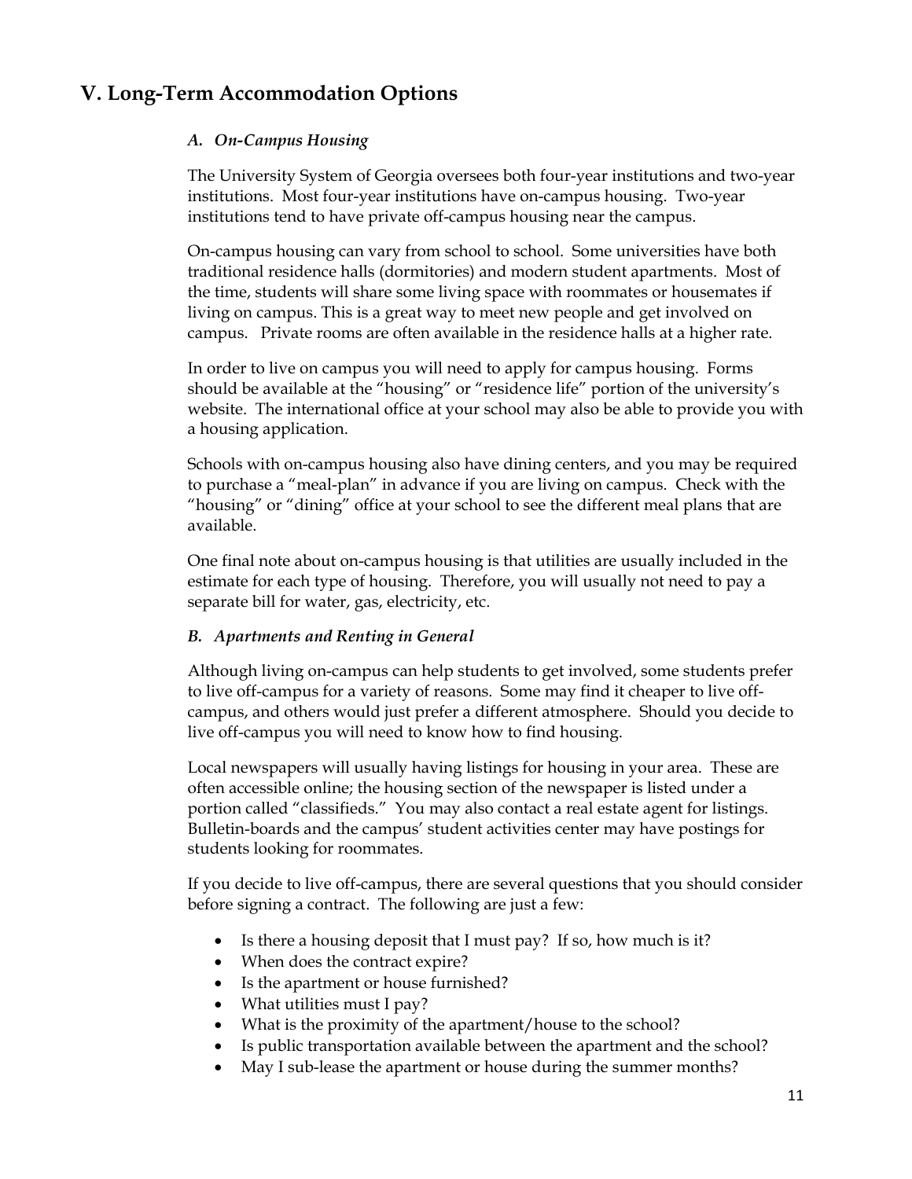## V. Long-Term Accommodation Options

### *A. On-Campus Housing*

The University System of Georgia oversees both four-year institutions and two-year institutions. Most four-year institutions have on-campus housing. Two-year institutions tend to have private off-campus housing near the campus.

On-campus housing can vary from school to school. Some universities have both traditional residence halls (dormitories) and modern student apartments. Most of the time, students will share some living space with roommates or housemates if living on campus. This is a great way to meet new people and get involved on campus. Private rooms are often available in the residence halls at a higher rate.

In order to live on campus you will need to apply for campus housing. Forms should be available at the "housing" or "residence life" portion of the university's website. The international office at your school may also be able to provide you with a housing application.

Schools with on-campus housing also have dining centers, and you may be required to purchase a "meal-plan" in advance if you are living on campus. Check with the "housing" or "dining" office at your school to see the different meal plans that are available.

One final note about on-campus housing is that utilities are usually included in the estimate for each type of housing. Therefore, you will usually not need to pay a separate bill for water, gas, electricity, etc.

### *B. Apartments and Renting in General*

Although living on-campus can help students to get involved, some students prefer to live off-campus for a variety of reasons. Some may find it cheaper to live off-campus, and others would just prefer a different atmosphere. Should you decide to live off-campus you will need to know how to find housing.

Local newspapers will usually having listings for housing in your area. These are often accessible online; the housing section of the newspaper is listed under a portion called "classifieds." You may also contact a real estate agent for listings. Bulletin-boards and the campus' student activities center may have postings for students looking for roommates.

If you decide to live off-campus, there are several questions that you should consider before signing a contract. The following are just a few:

- Is there a housing deposit that I must pay? If so, how much is it?
- When does the contract expire?
- Is the apartment or house furnished?
- What utilities must I pay?
- What is the proximity of the apartment/house to the school?
- Is public transportation available between the apartment and the school?
- May I sub-lease the apartment or house during the summer months?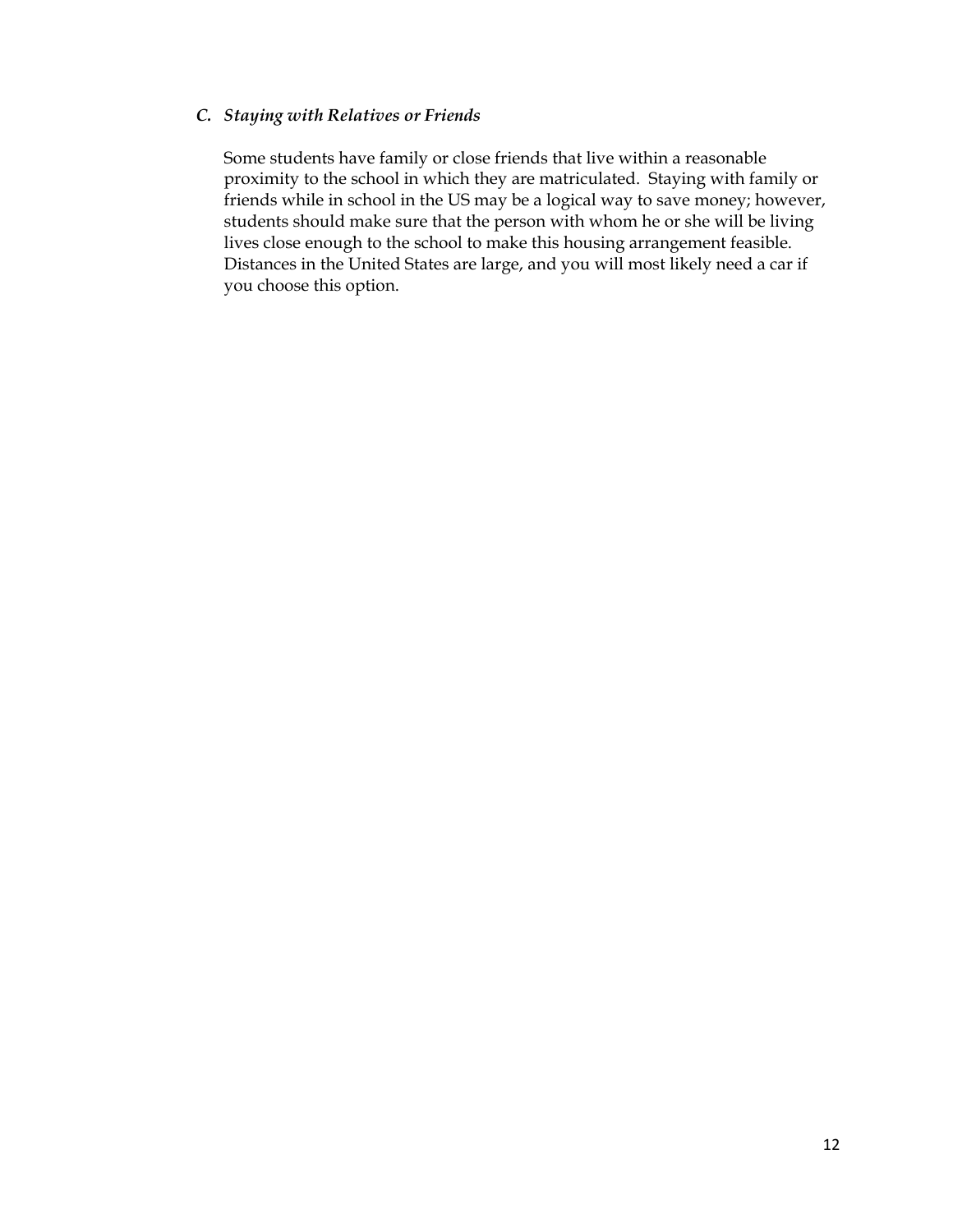### *C. Staying with Relatives or Friends*

Some students have family or close friends that live within a reasonable proximity to the school in which they are matriculated. Staying with family or friends while in school in the US may be a logical way to save money; however, students should make sure that the person with whom he or she will be living lives close enough to the school to make this housing arrangement feasible. Distances in the United States are large, and you will most likely need a car if you choose this option.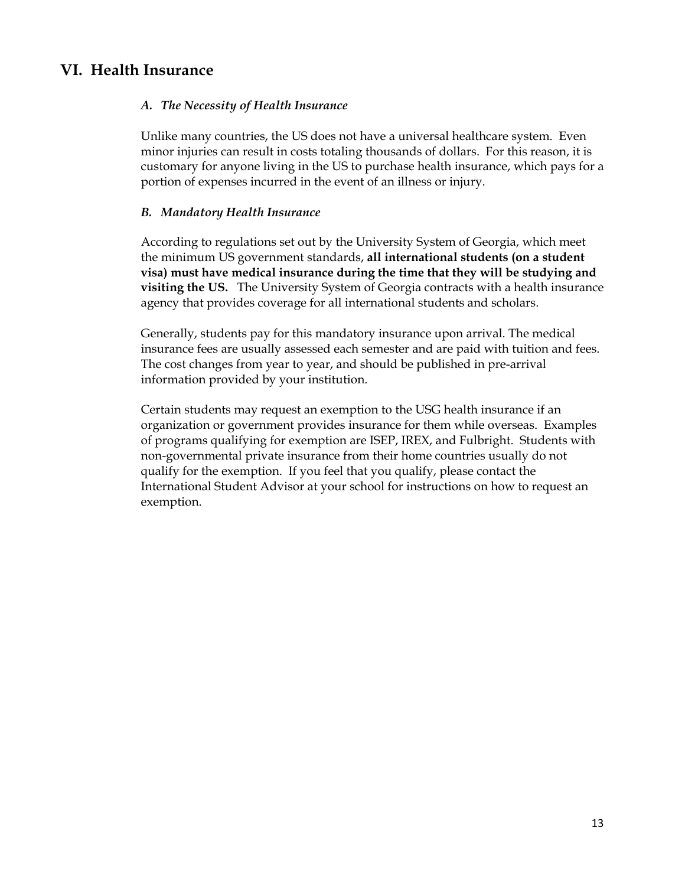## VI. Health Insurance

### *A. The Necessity of Health Insurance*

Unlike many countries, the US does not have a universal healthcare system. Even minor injuries can result in costs totaling thousands of dollars. For this reason, it is customary for anyone living in the US to purchase health insurance, which pays for a portion of expenses incurred in the event of an illness or injury.

### *B. Mandatory Health Insurance*

According to regulations set out by the University System of Georgia, which meet the minimum US government standards, **all international students (on a student visa) must have medical insurance during the time that they will be studying and visiting the US.** The University System of Georgia contracts with a health insurance agency that provides coverage for all international students and scholars.

Generally, students pay for this mandatory insurance upon arrival. The medical insurance fees are usually assessed each semester and are paid with tuition and fees. The cost changes from year to year, and should be published in pre-arrival information provided by your institution.

Certain students may request an exemption to the USG health insurance if an organization or government provides insurance for them while overseas. Examples of programs qualifying for exemption are ISEP, IREX, and Fulbright. Students with non-governmental private insurance from their home countries usually do not qualify for the exemption. If you feel that you qualify, please contact the International Student Advisor at your school for instructions on how to request an exemption.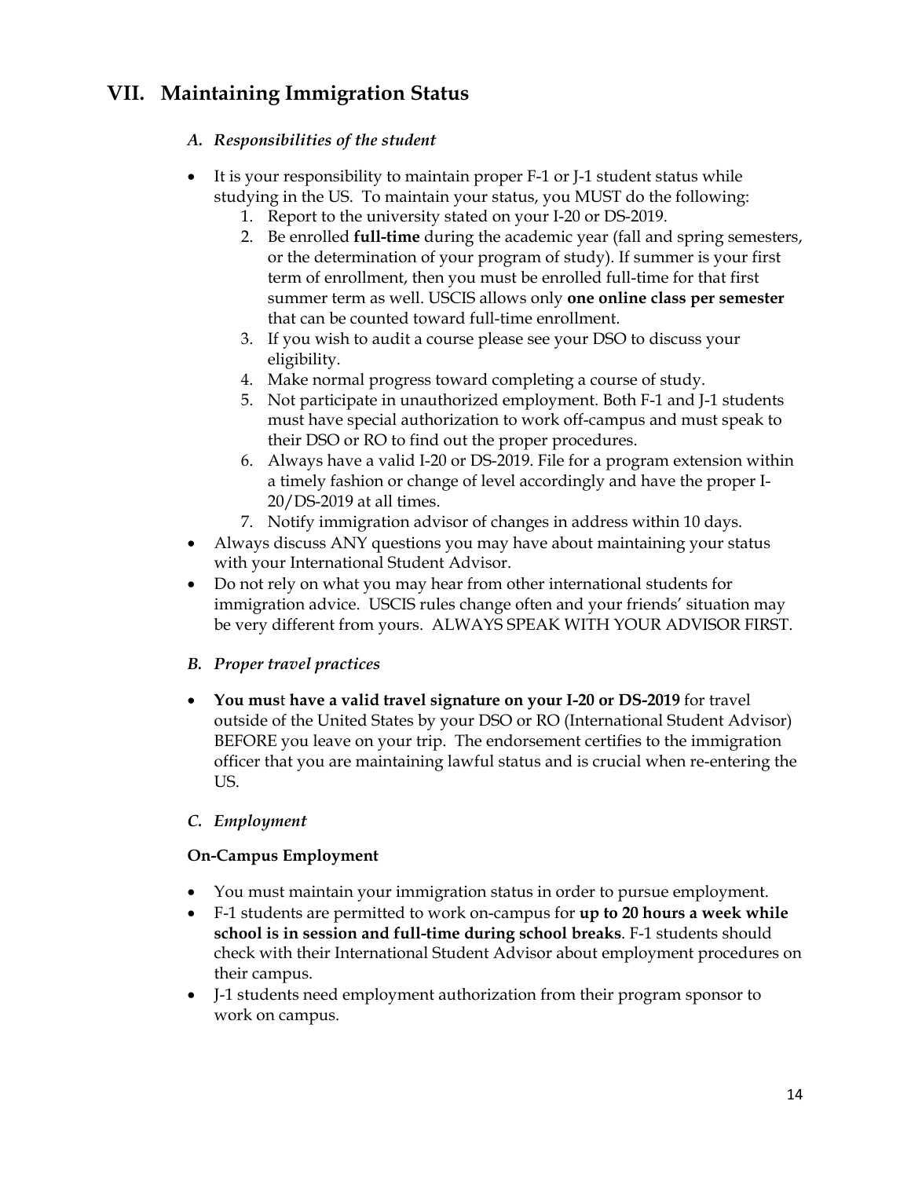# VII. Maintaining Immigration Status

### *A. Responsibilities of the student*

- It is your responsibility to maintain proper F-1 or J-1 student status while studying in the US. To maintain your status, you MUST do the following:
  1. Report to the university stated on your I-20 or DS-2019.
  2. Be enrolled **full-time** during the academic year (fall and spring semesters, or the determination of your program of study). If summer is your first term of enrollment, then you must be enrolled full-time for that first summer term as well. USCIS allows only **one online class per semester** that can be counted toward full-time enrollment.
  3. If you wish to audit a course please see your DSO to discuss your eligibility.
  4. Make normal progress toward completing a course of study.
  5. Not participate in unauthorized employment. Both F-1 and J-1 students must have special authorization to work off-campus and must speak to their DSO or RO to find out the proper procedures.
  6. Always have a valid I-20 or DS-2019. File for a program extension within a timely fashion or change of level accordingly and have the proper I-20/DS-2019 at all times.
  7. Notify immigration advisor of changes in address within 10 days.
- Always discuss ANY questions you may have about maintaining your status with your International Student Advisor.
- Do not rely on what you may hear from other international students for immigration advice. USCIS rules change often and your friends' situation may be very different from yours. ALWAYS SPEAK WITH YOUR ADVISOR FIRST.

### *B. Proper travel practices*

- **You must have a valid travel signature on your I-20 or DS-2019** for travel outside of the United States by your DSO or RO (International Student Advisor) BEFORE you leave on your trip. The endorsement certifies to the immigration officer that you are maintaining lawful status and is crucial when re-entering the US.

### *C. Employment*

**On-Campus Employment**

- You must maintain your immigration status in order to pursue employment.
- F-1 students are permitted to work on-campus for **up to 20 hours a week while school is in session and full-time during school breaks**. F-1 students should check with their International Student Advisor about employment procedures on their campus.
- J-1 students need employment authorization from their program sponsor to work on campus.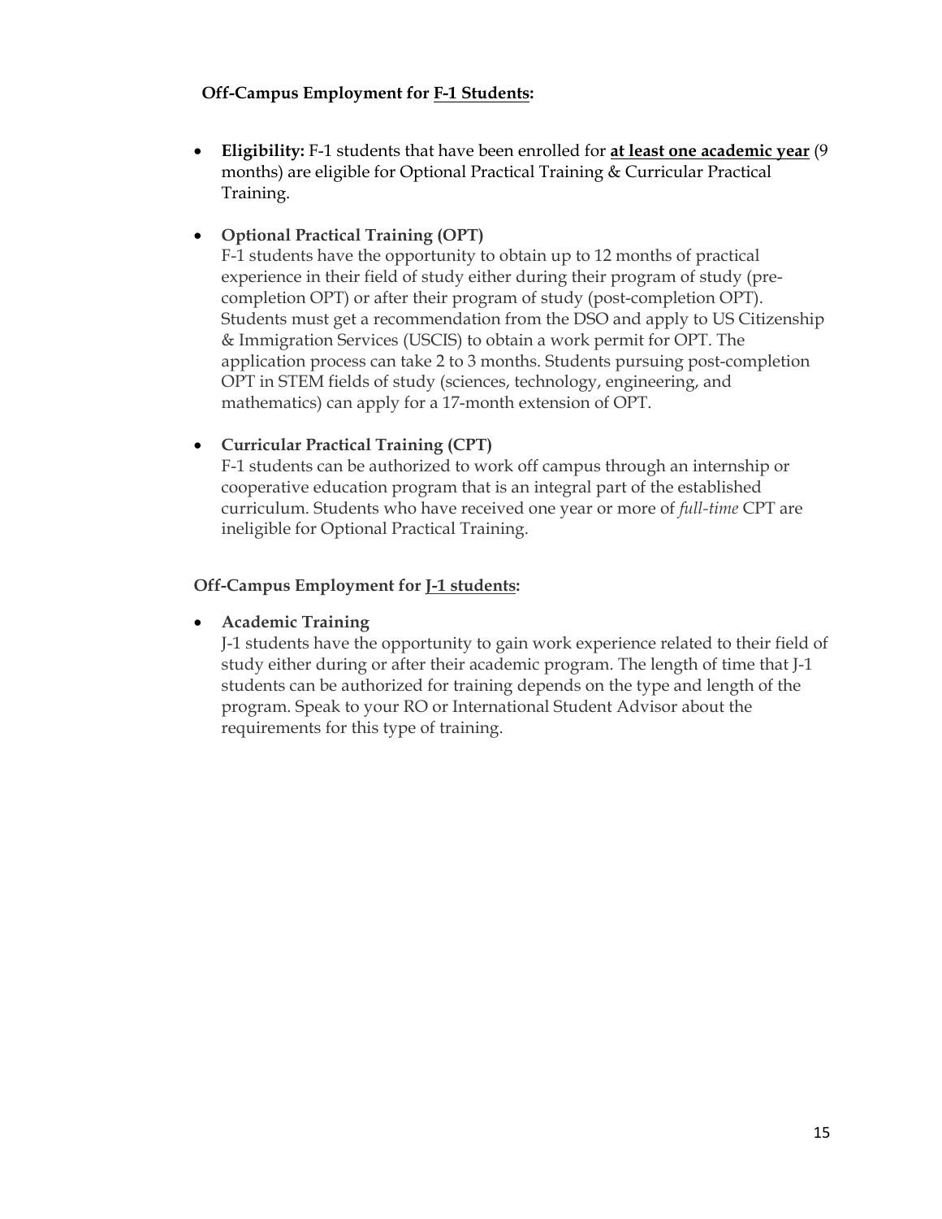**Off-Campus Employment for <u>F-1 Students</u>:**

- **Eligibility:** F-1 students that have been enrolled for **<u>at least one academic year</u>** (9 months) are eligible for Optional Practical Training & Curricular Practical Training.

- **Optional Practical Training (OPT)**
  F-1 students have the opportunity to obtain up to 12 months of practical experience in their field of study either during their program of study (pre-completion OPT) or after their program of study (post-completion OPT). Students must get a recommendation from the DSO and apply to US Citizenship & Immigration Services (USCIS) to obtain a work permit for OPT. The application process can take 2 to 3 months. Students pursuing post-completion OPT in STEM fields of study (sciences, technology, engineering, and mathematics) can apply for a 17-month extension of OPT.

- **Curricular Practical Training (CPT)**
  F-1 students can be authorized to work off campus through an internship or cooperative education program that is an integral part of the established curriculum. Students who have received one year or more of *full-time* CPT are ineligible for Optional Practical Training.

**Off-Campus Employment for <u>J-1 students</u>:**

- **Academic Training**
  J-1 students have the opportunity to gain work experience related to their field of study either during or after their academic program. The length of time that J-1 students can be authorized for training depends on the type and length of the program. Speak to your RO or International Student Advisor about the requirements for this type of training.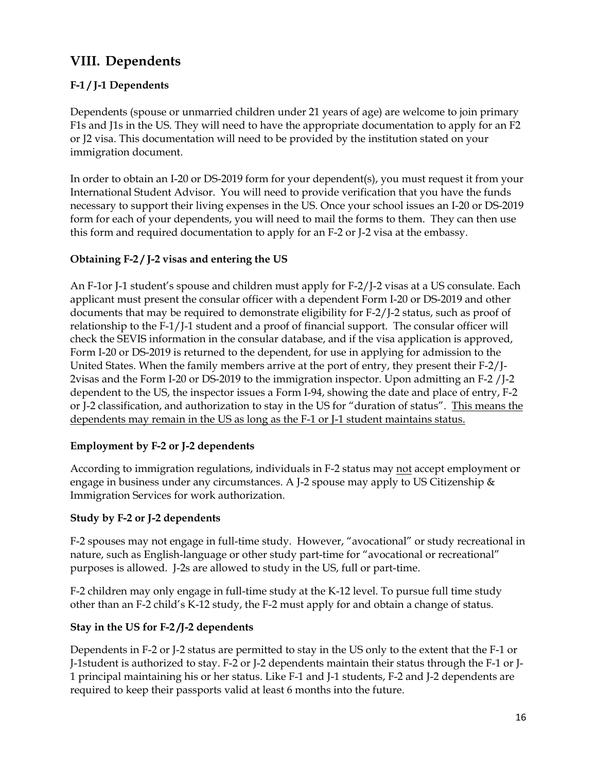## VIII. Dependents

### F-1 / J-1 Dependents

Dependents (spouse or unmarried children under 21 years of age) are welcome to join primary F1s and J1s in the US. They will need to have the appropriate documentation to apply for an F2 or J2 visa. This documentation will need to be provided by the institution stated on your immigration document.

In order to obtain an I-20 or DS-2019 form for your dependent(s), you must request it from your International Student Advisor. You will need to provide verification that you have the funds necessary to support their living expenses in the US. Once your school issues an I-20 or DS-2019 form for each of your dependents, you will need to mail the forms to them. They can then use this form and required documentation to apply for an F-2 or J-2 visa at the embassy.

### Obtaining F-2 / J-2 visas and entering the US

An F-1or J-1 student's spouse and children must apply for F-2/J-2 visas at a US consulate. Each applicant must present the consular officer with a dependent Form I-20 or DS-2019 and other documents that may be required to demonstrate eligibility for F-2/J-2 status, such as proof of relationship to the F-1/J-1 student and a proof of financial support. The consular officer will check the SEVIS information in the consular database, and if the visa application is approved, Form I-20 or DS-2019 is returned to the dependent, for use in applying for admission to the United States. When the family members arrive at the port of entry, they present their F-2/J-2visas and the Form I-20 or DS-2019 to the immigration inspector. Upon admitting an F-2 /J-2 dependent to the US, the inspector issues a Form I-94, showing the date and place of entry, F-2 or J-2 classification, and authorization to stay in the US for "duration of status". <u>This means the dependents may remain in the US as long as the F-1 or J-1 student maintains status.</u>

### Employment by F-2 or J-2 dependents

According to immigration regulations, individuals in F-2 status may <u>not</u> accept employment or engage in business under any circumstances. A J-2 spouse may apply to US Citizenship & Immigration Services for work authorization.

### Study by F-2 or J-2 dependents

F-2 spouses may not engage in full-time study. However, "avocational" or study recreational in nature, such as English-language or other study part-time for "avocational or recreational" purposes is allowed. J-2s are allowed to study in the US, full or part-time.

F-2 children may only engage in full-time study at the K-12 level. To pursue full time study other than an F-2 child's K-12 study, the F-2 must apply for and obtain a change of status.

### Stay in the US for F-2 /J-2 dependents

Dependents in F-2 or J-2 status are permitted to stay in the US only to the extent that the F-1 or J-1student is authorized to stay. F-2 or J-2 dependents maintain their status through the F-1 or J-1 principal maintaining his or her status. Like F-1 and J-1 students, F-2 and J-2 dependents are required to keep their passports valid at least 6 months into the future.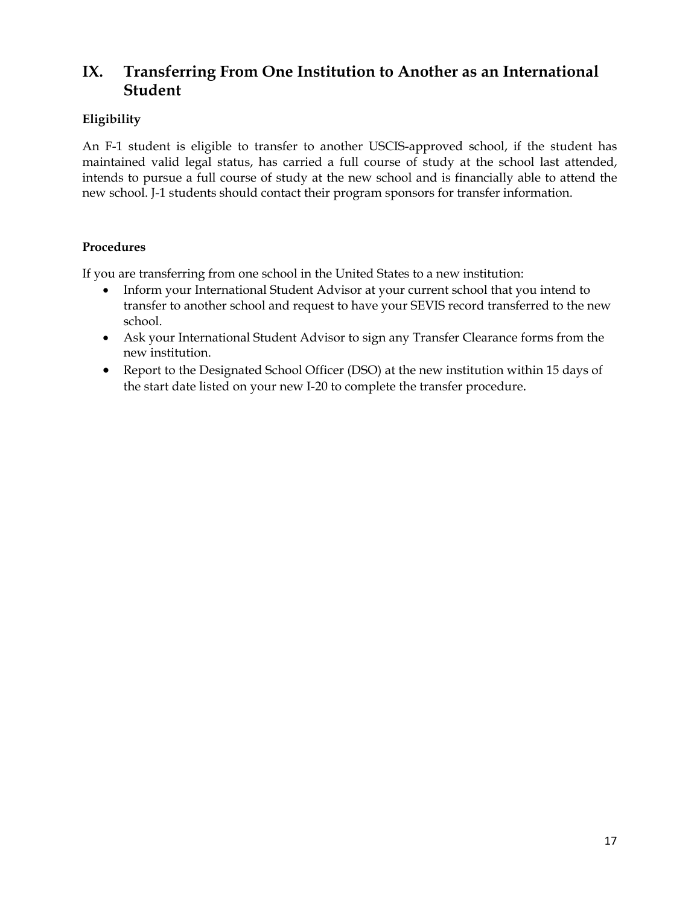## IX. Transferring From One Institution to Another as an International Student

**Eligibility**

An F-1 student is eligible to transfer to another USCIS-approved school, if the student has maintained valid legal status, has carried a full course of study at the school last attended, intends to pursue a full course of study at the new school and is financially able to attend the new school. J-1 students should contact their program sponsors for transfer information.

**Procedures**

If you are transferring from one school in the United States to a new institution:

- Inform your International Student Advisor at your current school that you intend to transfer to another school and request to have your SEVIS record transferred to the new school.
- Ask your International Student Advisor to sign any Transfer Clearance forms from the new institution.
- Report to the Designated School Officer (DSO) at the new institution within 15 days of the start date listed on your new I-20 to complete the transfer procedure.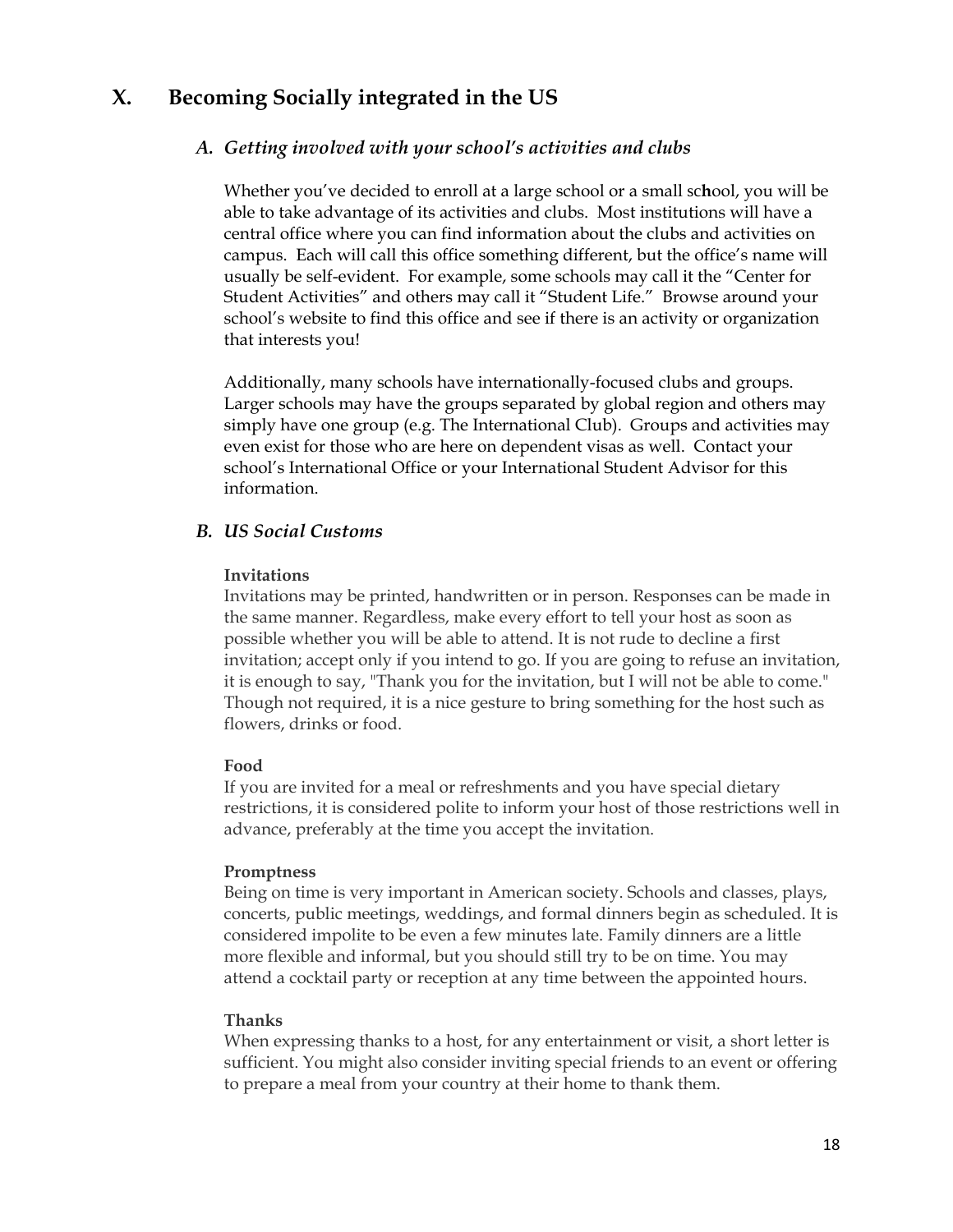## X. Becoming Socially integrated in the US

### *A. Getting involved with your school's activities and clubs*

Whether you've decided to enroll at a large school or a small school, you will be able to take advantage of its activities and clubs. Most institutions will have a central office where you can find information about the clubs and activities on campus. Each will call this office something different, but the office's name will usually be self-evident. For example, some schools may call it the "Center for Student Activities" and others may call it "Student Life." Browse around your school's website to find this office and see if there is an activity or organization that interests you!

Additionally, many schools have internationally-focused clubs and groups. Larger schools may have the groups separated by global region and others may simply have one group (e.g. The International Club). Groups and activities may even exist for those who are here on dependent visas as well. Contact your school's International Office or your International Student Advisor for this information.

### *B. US Social Customs*

**Invitations**
Invitations may be printed, handwritten or in person. Responses can be made in the same manner. Regardless, make every effort to tell your host as soon as possible whether you will be able to attend. It is not rude to decline a first invitation; accept only if you intend to go. If you are going to refuse an invitation, it is enough to say, "Thank you for the invitation, but I will not be able to come." Though not required, it is a nice gesture to bring something for the host such as flowers, drinks or food.

**Food**
If you are invited for a meal or refreshments and you have special dietary restrictions, it is considered polite to inform your host of those restrictions well in advance, preferably at the time you accept the invitation.

**Promptness**
Being on time is very important in American society. Schools and classes, plays, concerts, public meetings, weddings, and formal dinners begin as scheduled. It is considered impolite to be even a few minutes late. Family dinners are a little more flexible and informal, but you should still try to be on time. You may attend a cocktail party or reception at any time between the appointed hours.

**Thanks**
When expressing thanks to a host, for any entertainment or visit, a short letter is sufficient. You might also consider inviting special friends to an event or offering to prepare a meal from your country at their home to thank them.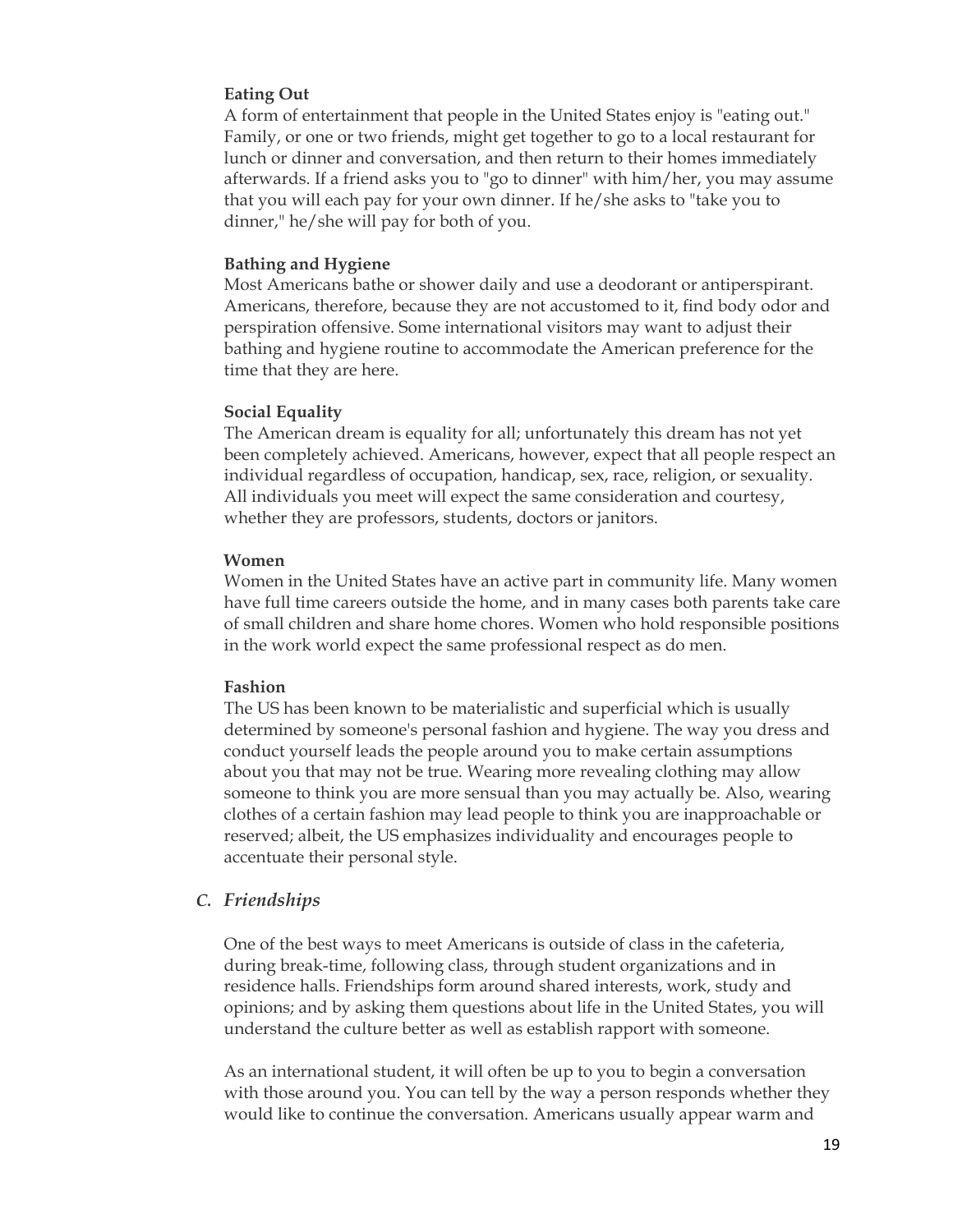**Eating Out**

A form of entertainment that people in the United States enjoy is "eating out." Family, or one or two friends, might get together to go to a local restaurant for lunch or dinner and conversation, and then return to their homes immediately afterwards. If a friend asks you to "go to dinner" with him/her, you may assume that you will each pay for your own dinner. If he/she asks to "take you to dinner," he/she will pay for both of you.

**Bathing and Hygiene**

Most Americans bathe or shower daily and use a deodorant or antiperspirant. Americans, therefore, because they are not accustomed to it, find body odor and perspiration offensive. Some international visitors may want to adjust their bathing and hygiene routine to accommodate the American preference for the time that they are here.

**Social Equality**

The American dream is equality for all; unfortunately this dream has not yet been completely achieved. Americans, however, expect that all people respect an individual regardless of occupation, handicap, sex, race, religion, or sexuality. All individuals you meet will expect the same consideration and courtesy, whether they are professors, students, doctors or janitors.

**Women**

Women in the United States have an active part in community life. Many women have full time careers outside the home, and in many cases both parents take care of small children and share home chores. Women who hold responsible positions in the work world expect the same professional respect as do men.

**Fashion**

The US has been known to be materialistic and superficial which is usually determined by someone's personal fashion and hygiene. The way you dress and conduct yourself leads the people around you to make certain assumptions about you that may not be true. Wearing more revealing clothing may allow someone to think you are more sensual than you may actually be. Also, wearing clothes of a certain fashion may lead people to think you are inapproachable or reserved; albeit, the US emphasizes individuality and encourages people to accentuate their personal style.

## *C. Friendships*

One of the best ways to meet Americans is outside of class in the cafeteria, during break-time, following class, through student organizations and in residence halls. Friendships form around shared interests, work, study and opinions; and by asking them questions about life in the United States, you will understand the culture better as well as establish rapport with someone.

As an international student, it will often be up to you to begin a conversation with those around you. You can tell by the way a person responds whether they would like to continue the conversation. Americans usually appear warm and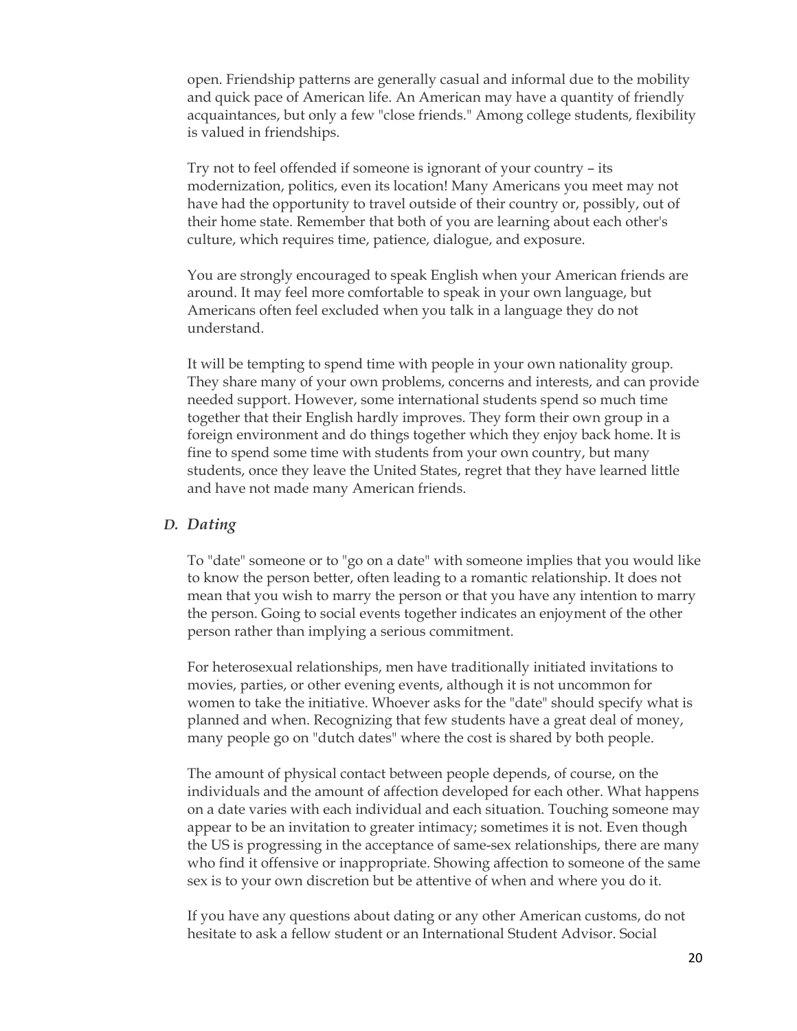open. Friendship patterns are generally casual and informal due to the mobility and quick pace of American life. An American may have a quantity of friendly acquaintances, but only a few "close friends." Among college students, flexibility is valued in friendships.

Try not to feel offended if someone is ignorant of your country – its modernization, politics, even its location! Many Americans you meet may not have had the opportunity to travel outside of their country or, possibly, out of their home state. Remember that both of you are learning about each other's culture, which requires time, patience, dialogue, and exposure.

You are strongly encouraged to speak English when your American friends are around. It may feel more comfortable to speak in your own language, but Americans often feel excluded when you talk in a language they do not understand.

It will be tempting to spend time with people in your own nationality group. They share many of your own problems, concerns and interests, and can provide needed support. However, some international students spend so much time together that their English hardly improves. They form their own group in a foreign environment and do things together which they enjoy back home. It is fine to spend some time with students from your own country, but many students, once they leave the United States, regret that they have learned little and have not made many American friends.

### *D. Dating*

To "date" someone or to "go on a date" with someone implies that you would like to know the person better, often leading to a romantic relationship. It does not mean that you wish to marry the person or that you have any intention to marry the person. Going to social events together indicates an enjoyment of the other person rather than implying a serious commitment.

For heterosexual relationships, men have traditionally initiated invitations to movies, parties, or other evening events, although it is not uncommon for women to take the initiative. Whoever asks for the "date" should specify what is planned and when. Recognizing that few students have a great deal of money, many people go on "dutch dates" where the cost is shared by both people.

The amount of physical contact between people depends, of course, on the individuals and the amount of affection developed for each other. What happens on a date varies with each individual and each situation. Touching someone may appear to be an invitation to greater intimacy; sometimes it is not. Even though the US is progressing in the acceptance of same-sex relationships, there are many who find it offensive or inappropriate. Showing affection to someone of the same sex is to your own discretion but be attentive of when and where you do it.

If you have any questions about dating or any other American customs, do not hesitate to ask a fellow student or an International Student Advisor. Social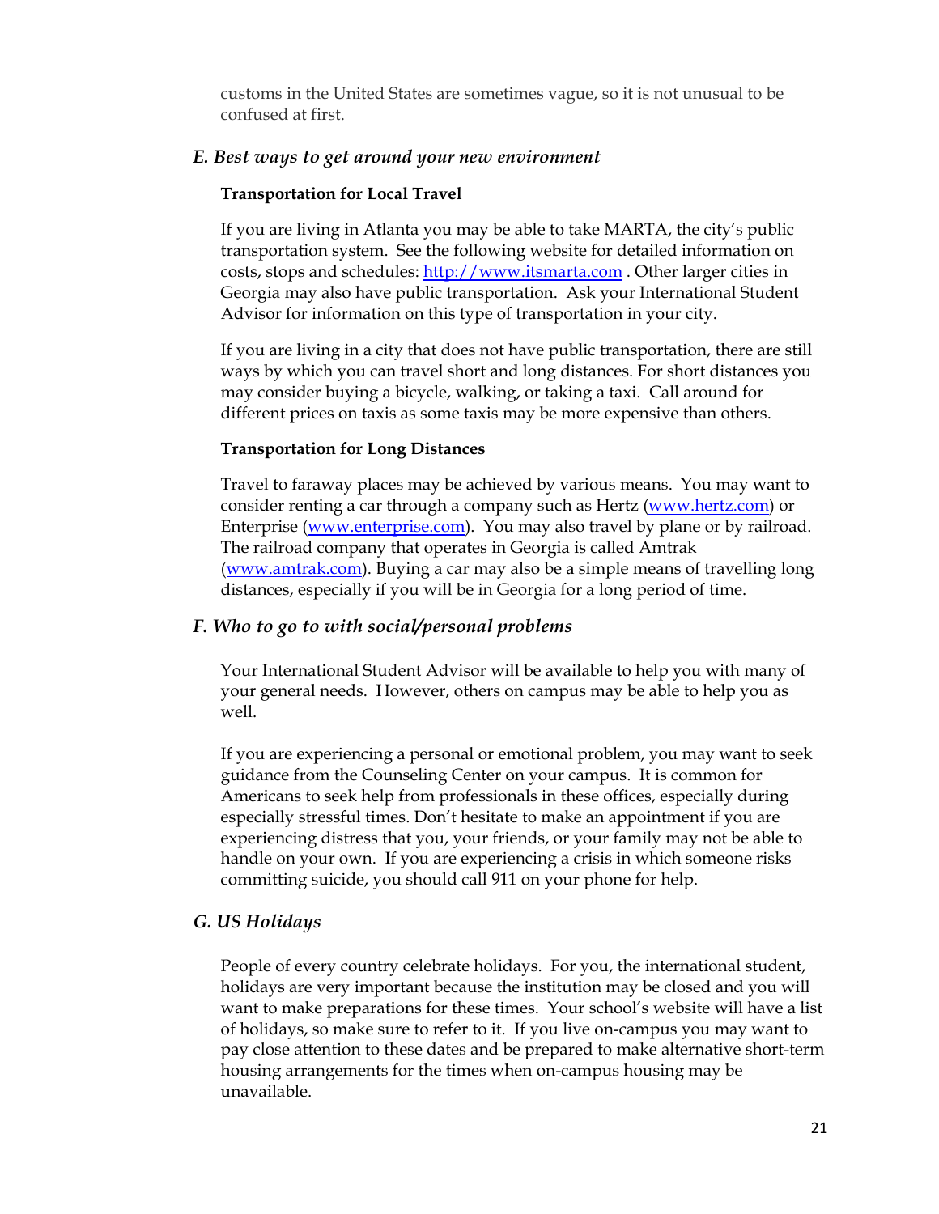customs in the United States are sometimes vague, so it is not unusual to be confused at first.

### *E. Best ways to get around your new environment*

**Transportation for Local Travel**

If you are living in Atlanta you may be able to take MARTA, the city's public transportation system. See the following website for detailed information on costs, stops and schedules: [http://www.itsmarta.com](http://www.itsmarta.com) . Other larger cities in Georgia may also have public transportation. Ask your International Student Advisor for information on this type of transportation in your city.

If you are living in a city that does not have public transportation, there are still ways by which you can travel short and long distances. For short distances you may consider buying a bicycle, walking, or taking a taxi. Call around for different prices on taxis as some taxis may be more expensive than others.

**Transportation for Long Distances**

Travel to faraway places may be achieved by various means. You may want to consider renting a car through a company such as Hertz ([www.hertz.com](www.hertz.com)) or Enterprise ([www.enterprise.com](www.enterprise.com)). You may also travel by plane or by railroad. The railroad company that operates in Georgia is called Amtrak ([www.amtrak.com](www.amtrak.com)). Buying a car may also be a simple means of travelling long distances, especially if you will be in Georgia for a long period of time.

### *F. Who to go to with social/personal problems*

Your International Student Advisor will be available to help you with many of your general needs. However, others on campus may be able to help you as well.

If you are experiencing a personal or emotional problem, you may want to seek guidance from the Counseling Center on your campus. It is common for Americans to seek help from professionals in these offices, especially during especially stressful times. Don't hesitate to make an appointment if you are experiencing distress that you, your friends, or your family may not be able to handle on your own. If you are experiencing a crisis in which someone risks committing suicide, you should call 911 on your phone for help.

### *G. US Holidays*

People of every country celebrate holidays. For you, the international student, holidays are very important because the institution may be closed and you will want to make preparations for these times. Your school's website will have a list of holidays, so make sure to refer to it. If you live on-campus you may want to pay close attention to these dates and be prepared to make alternative short-term housing arrangements for the times when on-campus housing may be unavailable.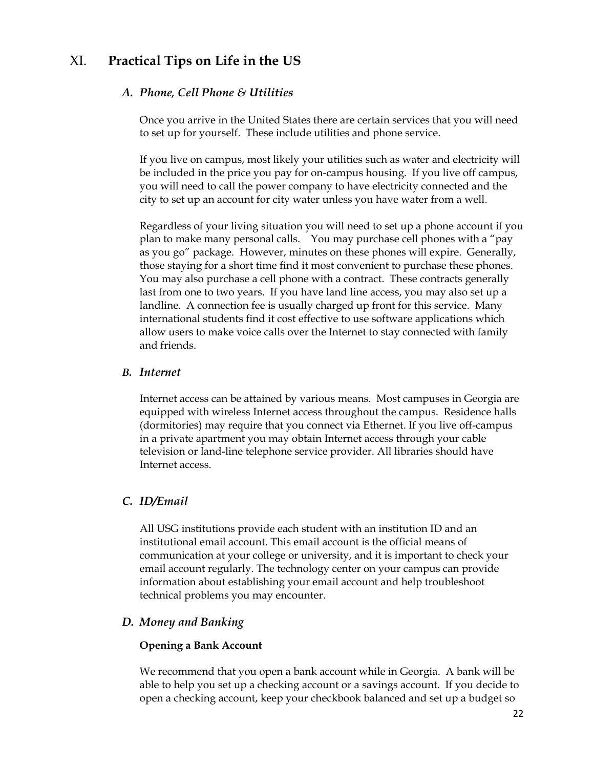# XI. Practical Tips on Life in the US

## *A. Phone, Cell Phone & Utilities*

Once you arrive in the United States there are certain services that you will need to set up for yourself. These include utilities and phone service.

If you live on campus, most likely your utilities such as water and electricity will be included in the price you pay for on-campus housing. If you live off campus, you will need to call the power company to have electricity connected and the city to set up an account for city water unless you have water from a well.

Regardless of your living situation you will need to set up a phone account if you plan to make many personal calls. You may purchase cell phones with a "pay as you go" package. However, minutes on these phones will expire. Generally, those staying for a short time find it most convenient to purchase these phones. You may also purchase a cell phone with a contract. These contracts generally last from one to two years. If you have land line access, you may also set up a landline. A connection fee is usually charged up front for this service. Many international students find it cost effective to use software applications which allow users to make voice calls over the Internet to stay connected with family and friends.

## *B. Internet*

Internet access can be attained by various means. Most campuses in Georgia are equipped with wireless Internet access throughout the campus. Residence halls (dormitories) may require that you connect via Ethernet. If you live off-campus in a private apartment you may obtain Internet access through your cable television or land-line telephone service provider. All libraries should have Internet access.

## *C. ID/Email*

All USG institutions provide each student with an institution ID and an institutional email account. This email account is the official means of communication at your college or university, and it is important to check your email account regularly. The technology center on your campus can provide information about establishing your email account and help troubleshoot technical problems you may encounter.

## *D. Money and Banking*

### Opening a Bank Account

We recommend that you open a bank account while in Georgia. A bank will be able to help you set up a checking account or a savings account. If you decide to open a checking account, keep your checkbook balanced and set up a budget so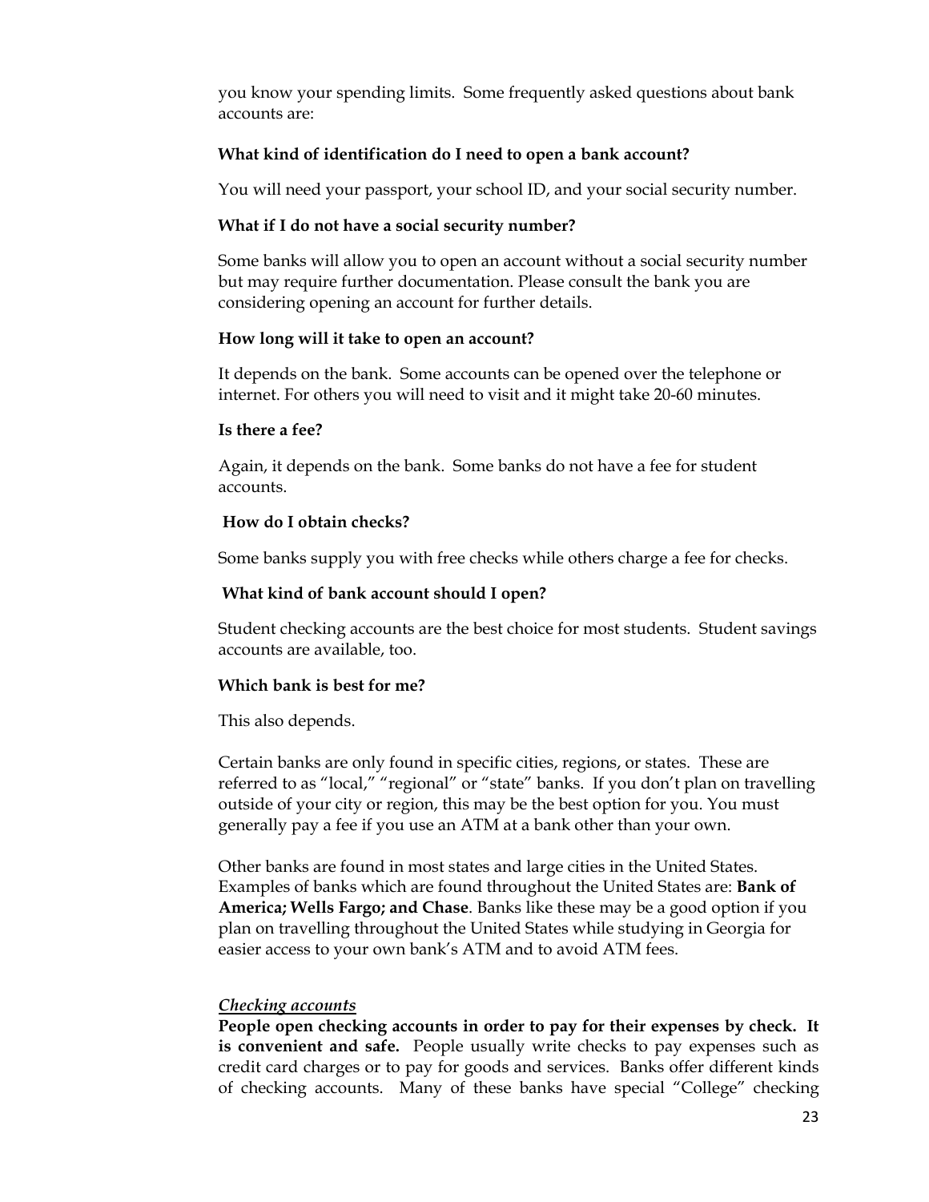you know your spending limits. Some frequently asked questions about bank accounts are:

**What kind of identification do I need to open a bank account?**

You will need your passport, your school ID, and your social security number.

**What if I do not have a social security number?**

Some banks will allow you to open an account without a social security number but may require further documentation. Please consult the bank you are considering opening an account for further details.

**How long will it take to open an account?**

It depends on the bank. Some accounts can be opened over the telephone or internet. For others you will need to visit and it might take 20-60 minutes.

**Is there a fee?**

Again, it depends on the bank. Some banks do not have a fee for student accounts.

**How do I obtain checks?**

Some banks supply you with free checks while others charge a fee for checks.

**What kind of bank account should I open?**

Student checking accounts are the best choice for most students. Student savings accounts are available, too.

**Which bank is best for me?**

This also depends.

Certain banks are only found in specific cities, regions, or states. These are referred to as "local," "regional" or "state" banks. If you don't plan on travelling outside of your city or region, this may be the best option for you. You must generally pay a fee if you use an ATM at a bank other than your own.

Other banks are found in most states and large cities in the United States. Examples of banks which are found throughout the United States are: **Bank of America; Wells Fargo; and Chase**. Banks like these may be a good option if you plan on travelling throughout the United States while studying in Georgia for easier access to your own bank's ATM and to avoid ATM fees.

***Checking accounts***

**People open checking accounts in order to pay for their expenses by check. It is convenient and safe.** People usually write checks to pay expenses such as credit card charges or to pay for goods and services. Banks offer different kinds of checking accounts. Many of these banks have special "College" checking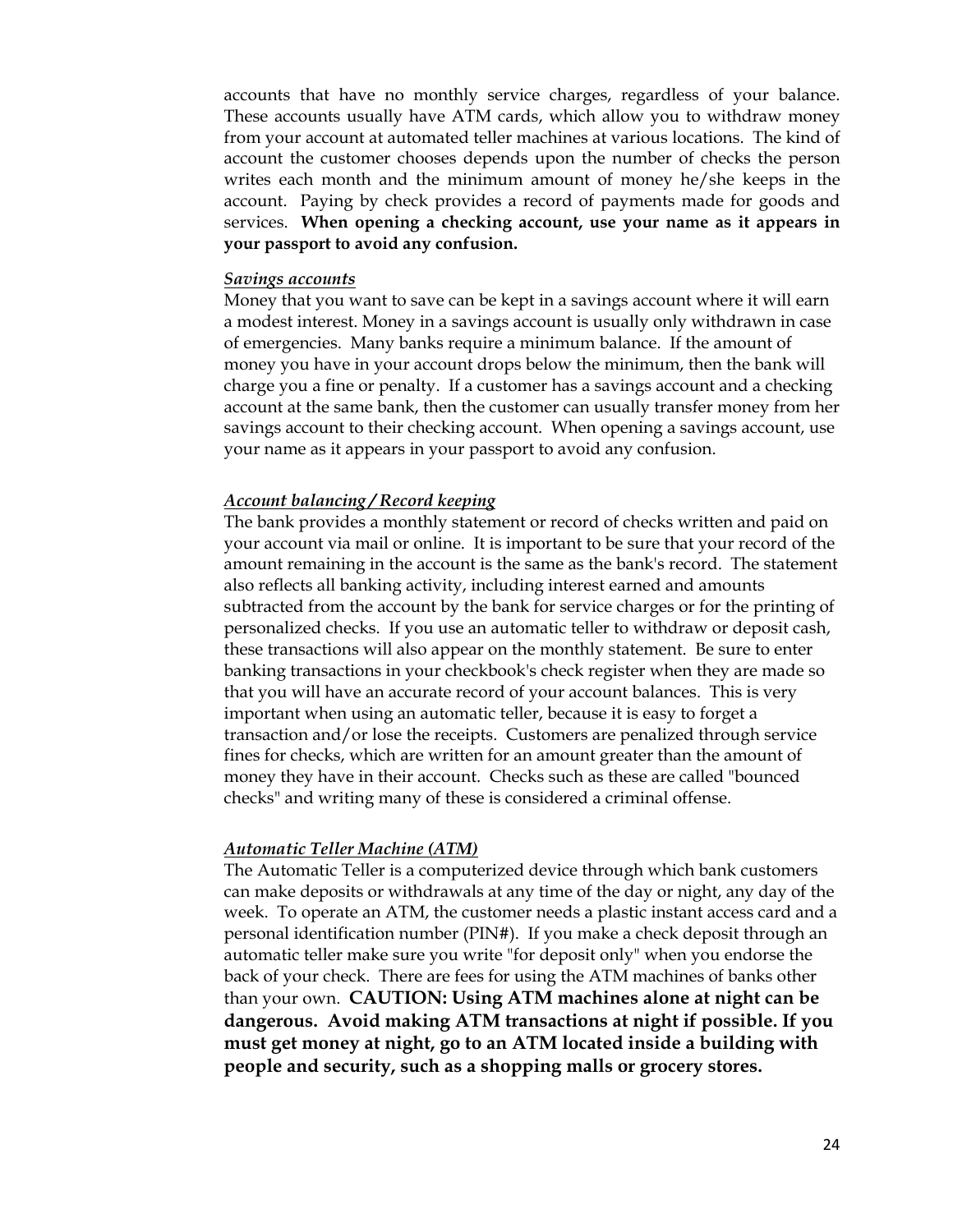accounts that have no monthly service charges, regardless of your balance. These accounts usually have ATM cards, which allow you to withdraw money from your account at automated teller machines at various locations. The kind of account the customer chooses depends upon the number of checks the person writes each month and the minimum amount of money he/she keeps in the account. Paying by check provides a record of payments made for goods and services. **When opening a checking account, use your name as it appears in your passport to avoid any confusion.**

***Savings accounts***

Money that you want to save can be kept in a savings account where it will earn a modest interest. Money in a savings account is usually only withdrawn in case of emergencies. Many banks require a minimum balance. If the amount of money you have in your account drops below the minimum, then the bank will charge you a fine or penalty. If a customer has a savings account and a checking account at the same bank, then the customer can usually transfer money from her savings account to their checking account. When opening a savings account, use your name as it appears in your passport to avoid any confusion.

***Account balancing / Record keeping***

The bank provides a monthly statement or record of checks written and paid on your account via mail or online. It is important to be sure that your record of the amount remaining in the account is the same as the bank's record. The statement also reflects all banking activity, including interest earned and amounts subtracted from the account by the bank for service charges or for the printing of personalized checks. If you use an automatic teller to withdraw or deposit cash, these transactions will also appear on the monthly statement. Be sure to enter banking transactions in your checkbook's check register when they are made so that you will have an accurate record of your account balances. This is very important when using an automatic teller, because it is easy to forget a transaction and/or lose the receipts. Customers are penalized through service fines for checks, which are written for an amount greater than the amount of money they have in their account. Checks such as these are called "bounced checks" and writing many of these is considered a criminal offense.

***Automatic Teller Machine (ATM)***

The Automatic Teller is a computerized device through which bank customers can make deposits or withdrawals at any time of the day or night, any day of the week. To operate an ATM, the customer needs a plastic instant access card and a personal identification number (PIN#). If you make a check deposit through an automatic teller make sure you write "for deposit only" when you endorse the back of your check. There are fees for using the ATM machines of banks other than your own. **CAUTION: Using ATM machines alone at night can be dangerous. Avoid making ATM transactions at night if possible. If you must get money at night, go to an ATM located inside a building with people and security, such as a shopping malls or grocery stores.**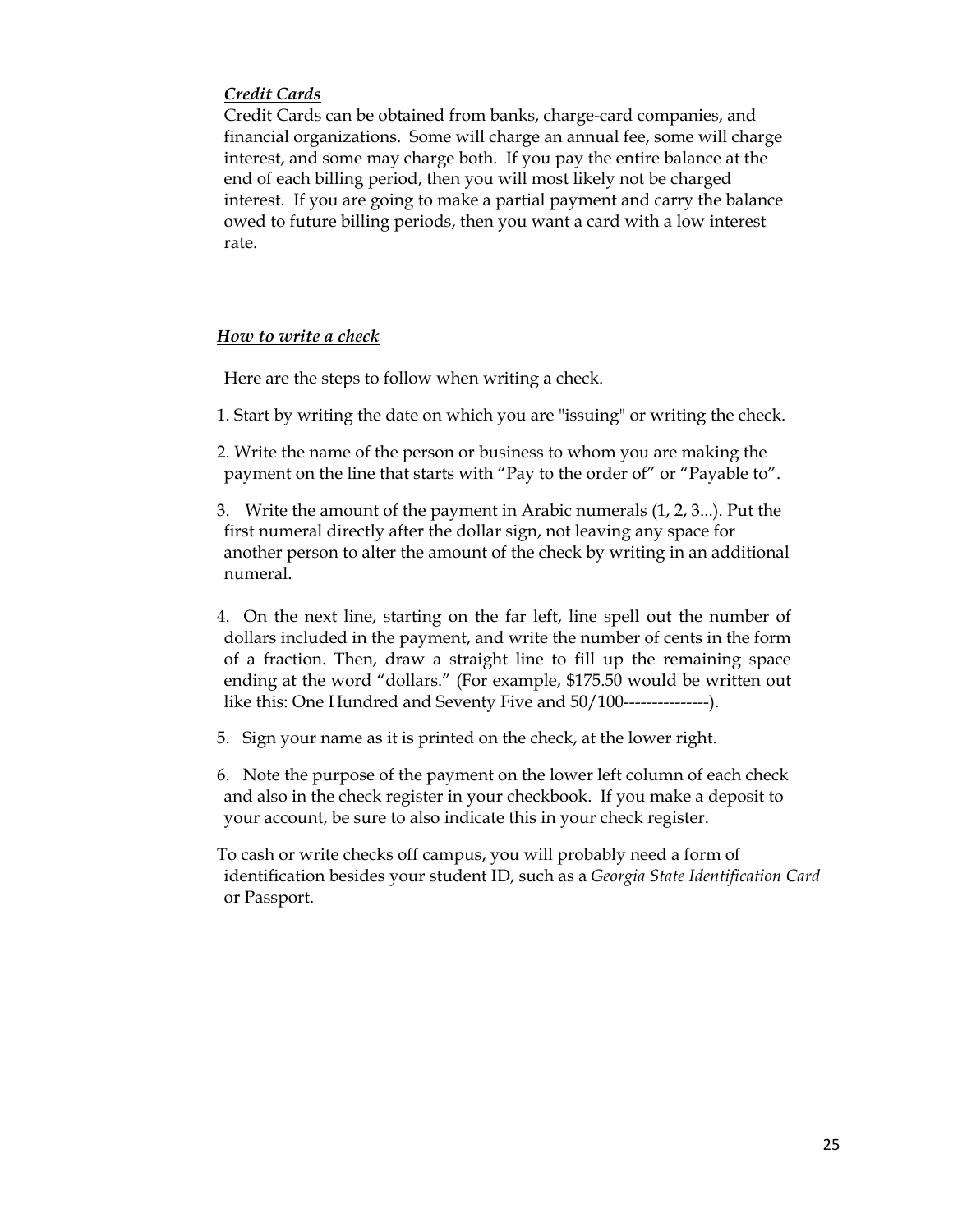### *Credit Cards*

Credit Cards can be obtained from banks, charge-card companies, and financial organizations. Some will charge an annual fee, some will charge interest, and some may charge both. If you pay the entire balance at the end of each billing period, then you will most likely not be charged interest. If you are going to make a partial payment and carry the balance owed to future billing periods, then you want a card with a low interest rate.

### *How to write a check*

Here are the steps to follow when writing a check.

1. Start by writing the date on which you are "issuing" or writing the check.
2. Write the name of the person or business to whom you are making the payment on the line that starts with "Pay to the order of" or "Payable to".
3. Write the amount of the payment in Arabic numerals (1, 2, 3...). Put the first numeral directly after the dollar sign, not leaving any space for another person to alter the amount of the check by writing in an additional numeral.
4. On the next line, starting on the far left, line spell out the number of dollars included in the payment, and write the number of cents in the form of a fraction. Then, draw a straight line to fill up the remaining space ending at the word "dollars." (For example, $175.50 would be written out like this: One Hundred and Seventy Five and 50/100---------------).
5. Sign your name as it is printed on the check, at the lower right.
6. Note the purpose of the payment on the lower left column of each check and also in the check register in your checkbook. If you make a deposit to your account, be sure to also indicate this in your check register.

To cash or write checks off campus, you will probably need a form of identification besides your student ID, such as a *Georgia State Identification Card* or Passport.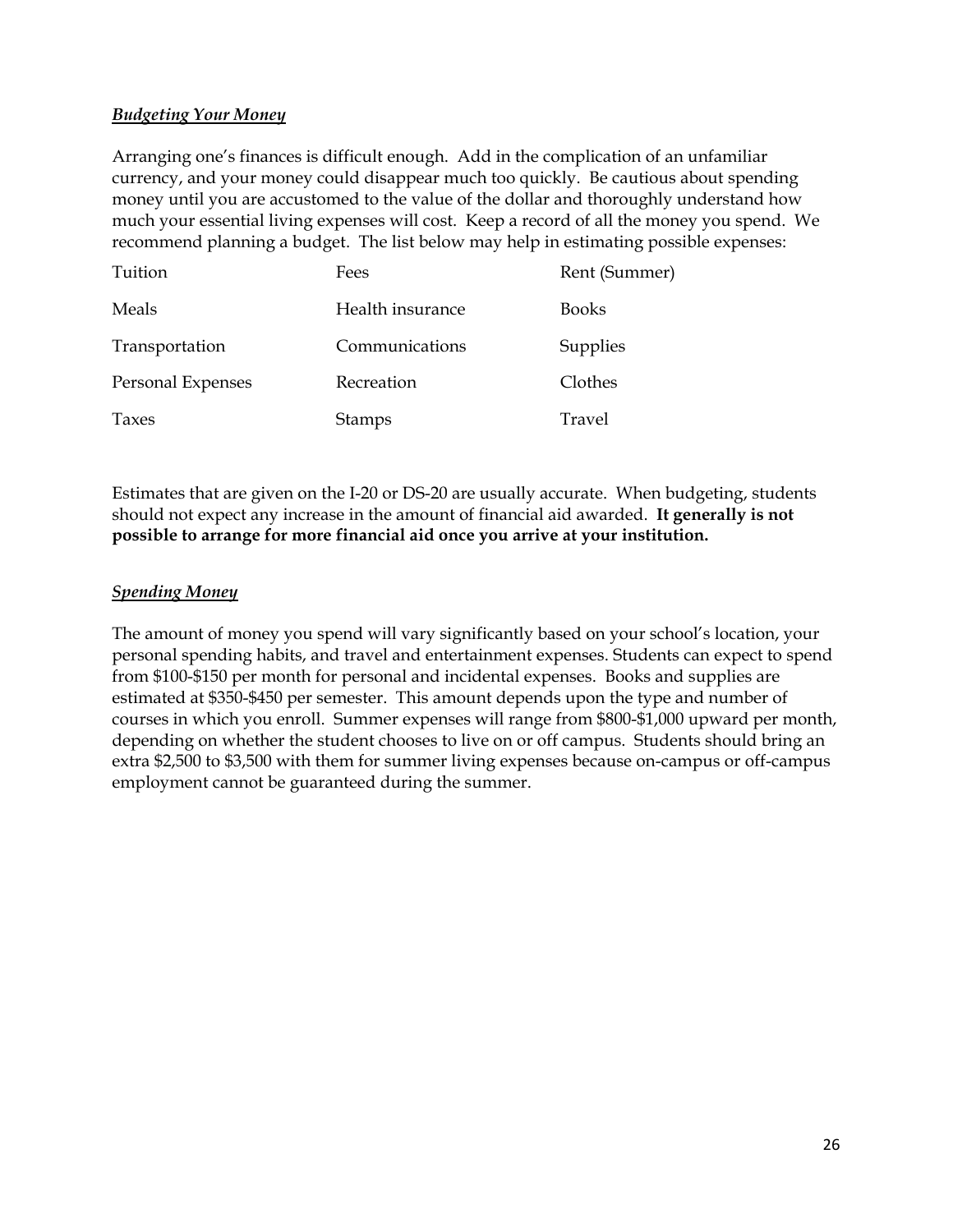***Budgeting Your Money***

Arranging one's finances is difficult enough. Add in the complication of an unfamiliar currency, and your money could disappear much too quickly. Be cautious about spending money until you are accustomed to the value of the dollar and thoroughly understand how much your essential living expenses will cost. Keep a record of all the money you spend. We recommend planning a budget. The list below may help in estimating possible expenses:

| | | |
|---|---|---|
| Tuition | Fees | Rent (Summer) |
| Meals | Health insurance | Books |
| Transportation | Communications | Supplies |
| Personal Expenses | Recreation | Clothes |
| Taxes | Stamps | Travel |

Estimates that are given on the I-20 or DS-20 are usually accurate. When budgeting, students should not expect any increase in the amount of financial aid awarded. **It generally is not possible to arrange for more financial aid once you arrive at your institution.**

***Spending Money***

The amount of money you spend will vary significantly based on your school's location, your personal spending habits, and travel and entertainment expenses. Students can expect to spend from $100-$150 per month for personal and incidental expenses. Books and supplies are estimated at $350-$450 per semester. This amount depends upon the type and number of courses in which you enroll. Summer expenses will range from $800-$1,000 upward per month, depending on whether the student chooses to live on or off campus. Students should bring an extra $2,500 to $3,500 with them for summer living expenses because on-campus or off-campus employment cannot be guaranteed during the summer.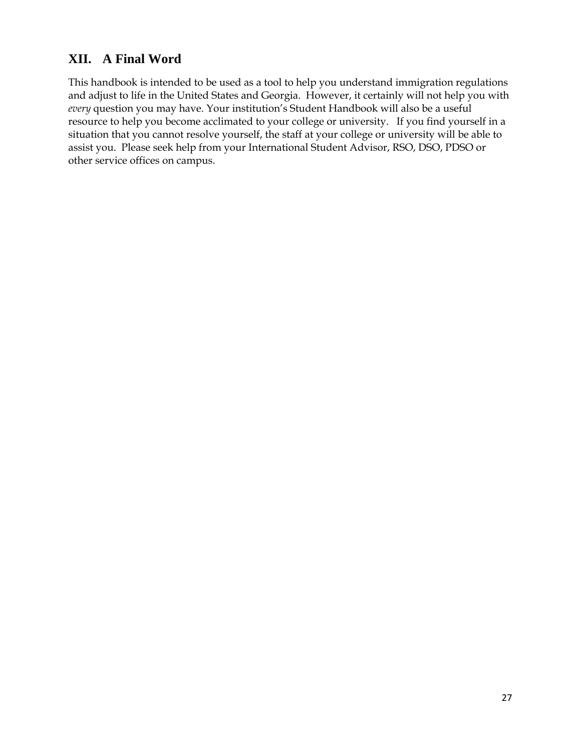## XII. A Final Word

This handbook is intended to be used as a tool to help you understand immigration regulations and adjust to life in the United States and Georgia. However, it certainly will not help you with *every* question you may have. Your institution's Student Handbook will also be a useful resource to help you become acclimated to your college or university. If you find yourself in a situation that you cannot resolve yourself, the staff at your college or university will be able to assist you. Please seek help from your International Student Advisor, RSO, DSO, PDSO or other service offices on campus.